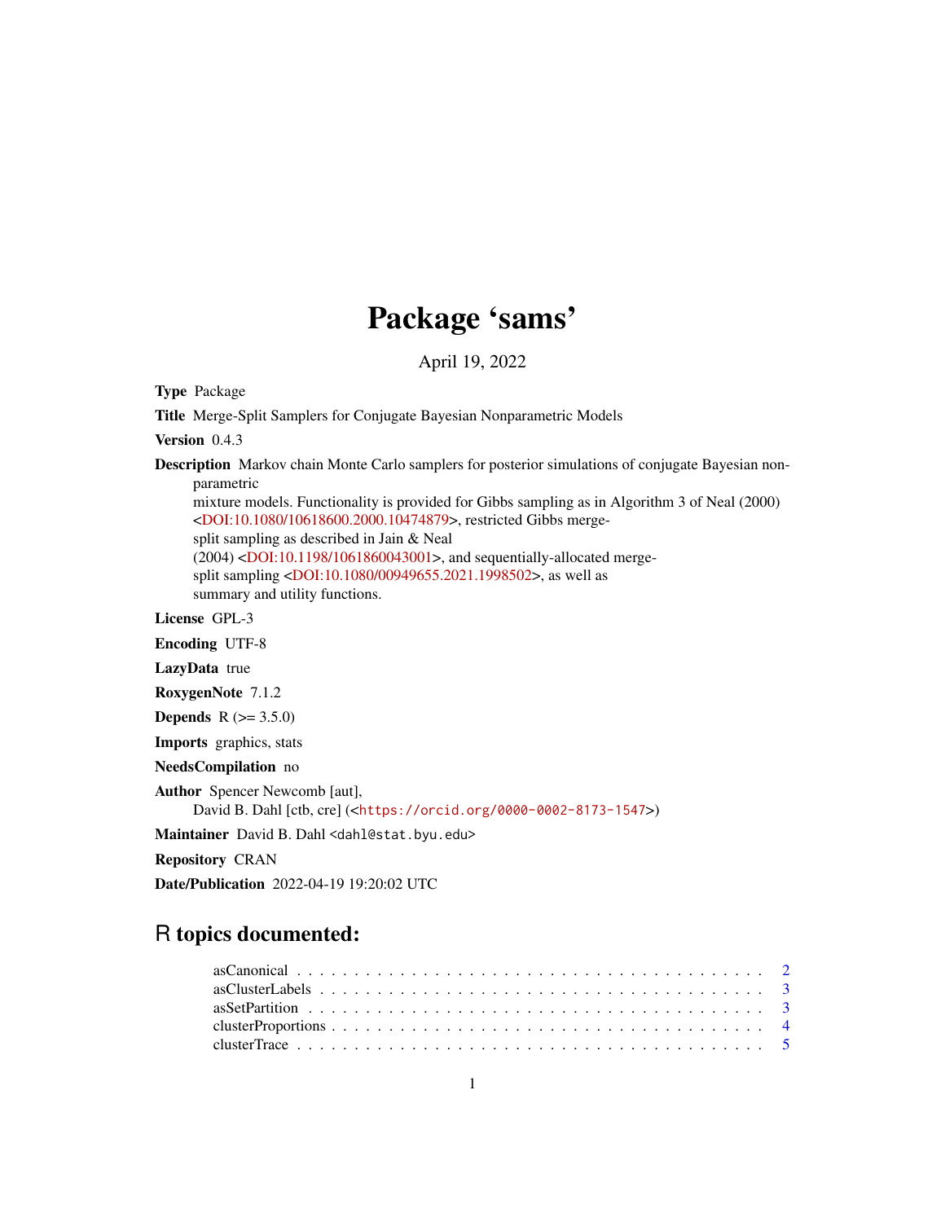# Package 'sams'

April 19, 2022

**Type** Package

**Title** Merge-Split Samplers for Conjugate Bayesian Nonparametric Models

**Version** 0.4.3

**Description** Markov chain Monte Carlo samplers for posterior simulations of conjugate Bayesian non-parametric mixture models. Functionality is provided for Gibbs sampling as in Algorithm 3 of Neal (2000) <DOI:10.1080/10618600.2000.10474879>, restricted Gibbs merge-split sampling as described in Jain & Neal (2004) <DOI:10.1198/1061860043001>, and sequentially-allocated merge-split sampling <DOI:10.1080/00949655.2021.1998502>, as well as summary and utility functions.

**License** GPL-3

**Encoding** UTF-8

**LazyData** true

**RoxygenNote** 7.1.2

**Depends** R (>= 3.5.0)

**Imports** graphics, stats

**NeedsCompilation** no

**Author** Spencer Newcomb [aut], David B. Dahl [ctb, cre] (<https://orcid.org/0000-0002-8173-1547>)

**Maintainer** David B. Dahl <dahl@stat.byu.edu>

**Repository** CRAN

**Date/Publication** 2022-04-19 19:20:02 UTC

## R topics documented:

- asCanonical . . . . . . . . . . . . . . . . . . . . . . . . . . . . . . . . . . . . . . . . . 2
- asClusterLabels . . . . . . . . . . . . . . . . . . . . . . . . . . . . . . . . . . . . . . . 3
- asSetPartition . . . . . . . . . . . . . . . . . . . . . . . . . . . . . . . . . . . . . . . . 3
- clusterProportions . . . . . . . . . . . . . . . . . . . . . . . . . . . . . . . . . . . . . . 4
- clusterTrace . . . . . . . . . . . . . . . . . . . . . . . . . . . . . . . . . . . . . . . . . 5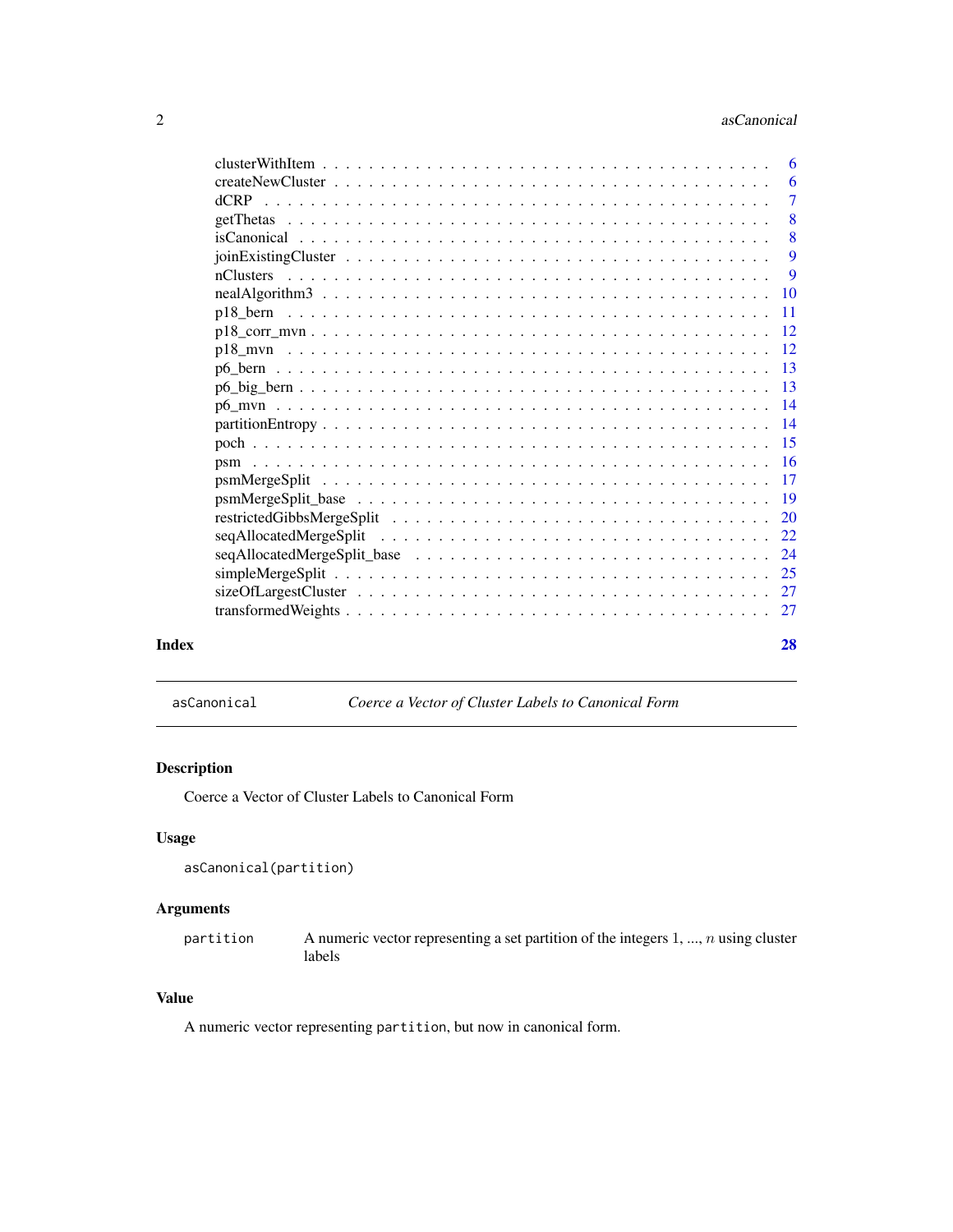clusterWithItem . . . . . . . . . . . . . . . . . . . . . . . . . . . . . . . . . . . . 6
createNewCluster . . . . . . . . . . . . . . . . . . . . . . . . . . . . . . . . . . . 6
dCRP . . . . . . . . . . . . . . . . . . . . . . . . . . . . . . . . . . . . . . . . . . 7
getThetas . . . . . . . . . . . . . . . . . . . . . . . . . . . . . . . . . . . . . . . 8
isCanonical . . . . . . . . . . . . . . . . . . . . . . . . . . . . . . . . . . . . . . 8
joinExistingCluster . . . . . . . . . . . . . . . . . . . . . . . . . . . . . . . . . . 9
nClusters . . . . . . . . . . . . . . . . . . . . . . . . . . . . . . . . . . . . . . . 9
nealAlgorithm3 . . . . . . . . . . . . . . . . . . . . . . . . . . . . . . . . . . . . 10
p18_bern . . . . . . . . . . . . . . . . . . . . . . . . . . . . . . . . . . . . . . . 11
p18_corr_mvn . . . . . . . . . . . . . . . . . . . . . . . . . . . . . . . . . . . . 12
p18_mvn . . . . . . . . . . . . . . . . . . . . . . . . . . . . . . . . . . . . . . . 12
p6_bern . . . . . . . . . . . . . . . . . . . . . . . . . . . . . . . . . . . . . . . 13
p6_big_bern . . . . . . . . . . . . . . . . . . . . . . . . . . . . . . . . . . . . . 13
p6_mvn . . . . . . . . . . . . . . . . . . . . . . . . . . . . . . . . . . . . . . . 14
partitionEntropy . . . . . . . . . . . . . . . . . . . . . . . . . . . . . . . . . . . 14
poch . . . . . . . . . . . . . . . . . . . . . . . . . . . . . . . . . . . . . . . . . 15
psm . . . . . . . . . . . . . . . . . . . . . . . . . . . . . . . . . . . . . . . . . 16
psmMergeSplit . . . . . . . . . . . . . . . . . . . . . . . . . . . . . . . . . . . . 17
psmMergeSplit_base . . . . . . . . . . . . . . . . . . . . . . . . . . . . . . . . . 19
restrictedGibbsMergeSplit . . . . . . . . . . . . . . . . . . . . . . . . . . . . . . 20
seqAllocatedMergeSplit . . . . . . . . . . . . . . . . . . . . . . . . . . . . . . . 22
seqAllocatedMergeSplit_base . . . . . . . . . . . . . . . . . . . . . . . . . . . . 24
simpleMergeSplit . . . . . . . . . . . . . . . . . . . . . . . . . . . . . . . . . . . 25
sizeOfLargestCluster . . . . . . . . . . . . . . . . . . . . . . . . . . . . . . . . . 27
transformedWeights . . . . . . . . . . . . . . . . . . . . . . . . . . . . . . . . . . 27

**Index** 28

---

## asCanonical — *Coerce a Vector of Cluster Labels to Canonical Form*

### Description

Coerce a Vector of Cluster Labels to Canonical Form

### Usage

```
asCanonical(partition)
```

### Arguments

| | |
|---|---|
| `partition` | A numeric vector representing a set partition of the integers 1, ..., $n$ using cluster labels |

### Value

A numeric vector representing `partition`, but now in canonical form.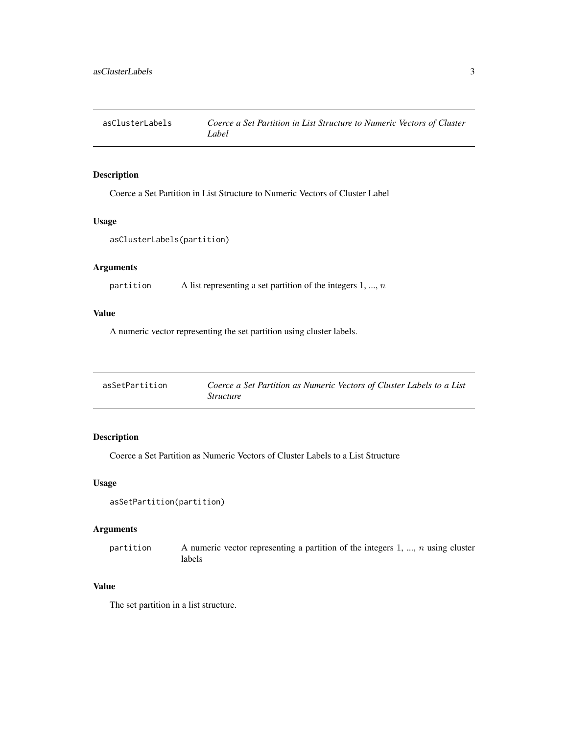## asClusterLabels — *Coerce a Set Partition in List Structure to Numeric Vectors of Cluster Label*

### Description

Coerce a Set Partition in List Structure to Numeric Vectors of Cluster Label

### Usage

```
asClusterLabels(partition)
```

### Arguments

| | |
|---|---|
| `partition` | A list representing a set partition of the integers 1, ..., $n$ |

### Value

A numeric vector representing the set partition using cluster labels.

## asSetPartition — *Coerce a Set Partition as Numeric Vectors of Cluster Labels to a List Structure*

### Description

Coerce a Set Partition as Numeric Vectors of Cluster Labels to a List Structure

### Usage

```
asSetPartition(partition)
```

### Arguments

| | |
|---|---|
| `partition` | A numeric vector representing a partition of the integers 1, ..., $n$ using cluster labels |

### Value

The set partition in a list structure.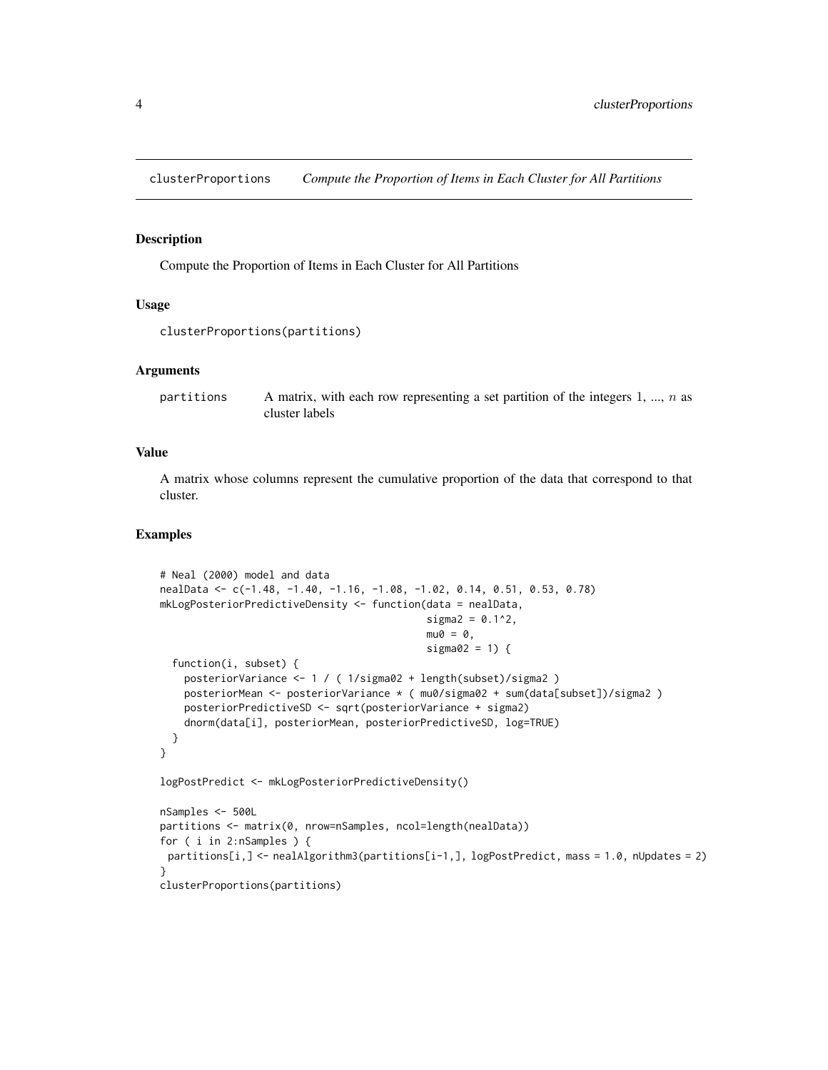# clusterProportions *Compute the Proportion of Items in Each Cluster for All Partitions*

## Description

Compute the Proportion of Items in Each Cluster for All Partitions

## Usage

```
clusterProportions(partitions)
```

## Arguments

| | |
|---|---|
| partitions | A matrix, with each row representing a set partition of the integers 1, ..., $n$ as cluster labels |

## Value

A matrix whose columns represent the cumulative proportion of the data that correspond to that cluster.

## Examples

```
# Neal (2000) model and data
nealData <- c(-1.48, -1.40, -1.16, -1.08, -1.02, 0.14, 0.51, 0.53, 0.78)
mkLogPosteriorPredictiveDensity <- function(data = nealData,
                                            sigma2 = 0.1^2,
                                            mu0 = 0,
                                            sigma02 = 1) {
  function(i, subset) {
    posteriorVariance <- 1 / ( 1/sigma02 + length(subset)/sigma2 )
    posteriorMean <- posteriorVariance * ( mu0/sigma02 + sum(data[subset])/sigma2 )
    posteriorPredictiveSD <- sqrt(posteriorVariance + sigma2)
    dnorm(data[i], posteriorMean, posteriorPredictiveSD, log=TRUE)
  }
}

logPostPredict <- mkLogPosteriorPredictiveDensity()

nSamples <- 500L
partitions <- matrix(0, nrow=nSamples, ncol=length(nealData))
for ( i in 2:nSamples ) {
 partitions[i,] <- nealAlgorithm3(partitions[i-1,], logPostPredict, mass = 1.0, nUpdates = 2)
}
clusterProportions(partitions)
```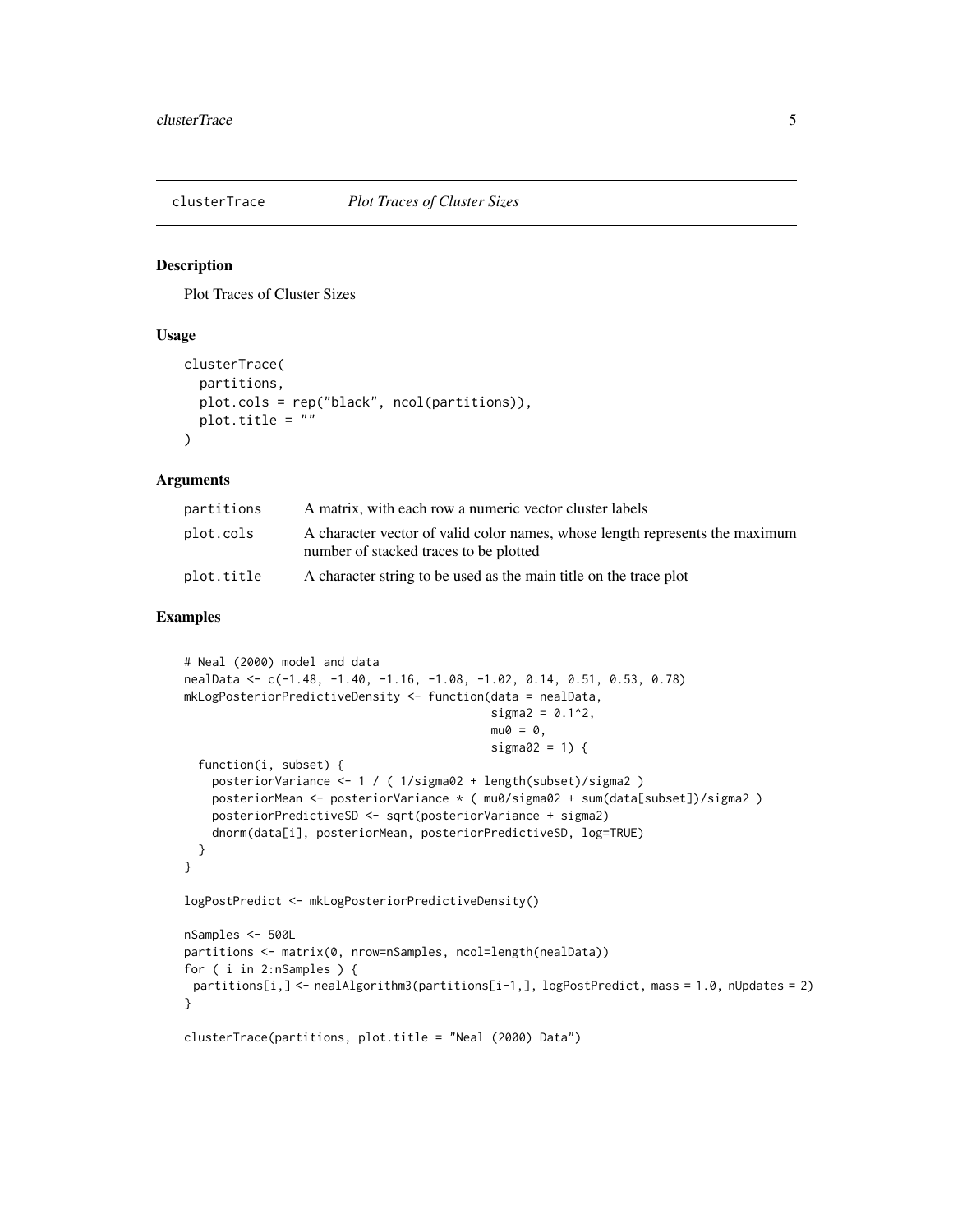## clusterTrace *Plot Traces of Cluster Sizes*

### Description

Plot Traces of Cluster Sizes

### Usage

```
clusterTrace(
  partitions,
  plot.cols = rep("black", ncol(partitions)),
  plot.title = ""
)
```

### Arguments

| | |
|---|---|
| partitions | A matrix, with each row a numeric vector cluster labels |
| plot.cols | A character vector of valid color names, whose length represents the maximum number of stacked traces to be plotted |
| plot.title | A character string to be used as the main title on the trace plot |

### Examples

```
# Neal (2000) model and data
nealData <- c(-1.48, -1.40, -1.16, -1.08, -1.02, 0.14, 0.51, 0.53, 0.78)
mkLogPosteriorPredictiveDensity <- function(data = nealData,
                                            sigma2 = 0.1^2,
                                            mu0 = 0,
                                            sigma02 = 1) {
  function(i, subset) {
    posteriorVariance <- 1 / ( 1/sigma02 + length(subset)/sigma2 )
    posteriorMean <- posteriorVariance * ( mu0/sigma02 + sum(data[subset])/sigma2 )
    posteriorPredictiveSD <- sqrt(posteriorVariance + sigma2)
    dnorm(data[i], posteriorMean, posteriorPredictiveSD, log=TRUE)
  }
}

logPostPredict <- mkLogPosteriorPredictiveDensity()

nSamples <- 500L
partitions <- matrix(0, nrow=nSamples, ncol=length(nealData))
for ( i in 2:nSamples ) {
 partitions[i,] <- nealAlgorithm3(partitions[i-1,], logPostPredict, mass = 1.0, nUpdates = 2)
}

clusterTrace(partitions, plot.title = "Neal (2000) Data")
```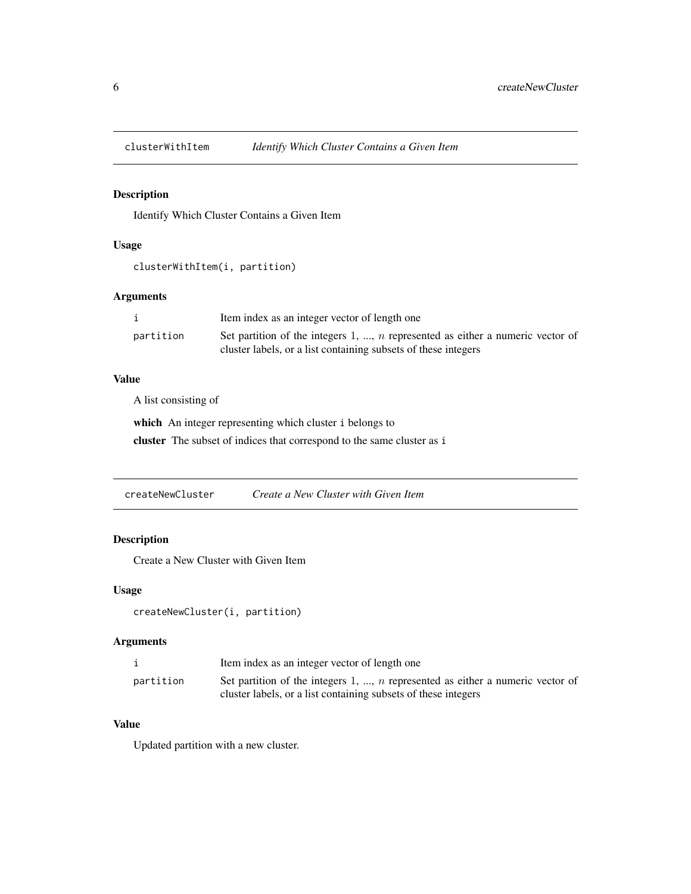## clusterWithItem *Identify Which Cluster Contains a Given Item*

### Description

Identify Which Cluster Contains a Given Item

### Usage

```
clusterWithItem(i, partition)
```

### Arguments

| | |
|---|---|
| `i` | Item index as an integer vector of length one |
| `partition` | Set partition of the integers 1, ..., $n$ represented as either a numeric vector of cluster labels, or a list containing subsets of these integers |

### Value

A list consisting of

**which** An integer representing which cluster `i` belongs to

**cluster** The subset of indices that correspond to the same cluster as `i`

## createNewCluster *Create a New Cluster with Given Item*

### Description

Create a New Cluster with Given Item

### Usage

```
createNewCluster(i, partition)
```

### Arguments

| | |
|---|---|
| `i` | Item index as an integer vector of length one |
| `partition` | Set partition of the integers 1, ..., $n$ represented as either a numeric vector of cluster labels, or a list containing subsets of these integers |

### Value

Updated partition with a new cluster.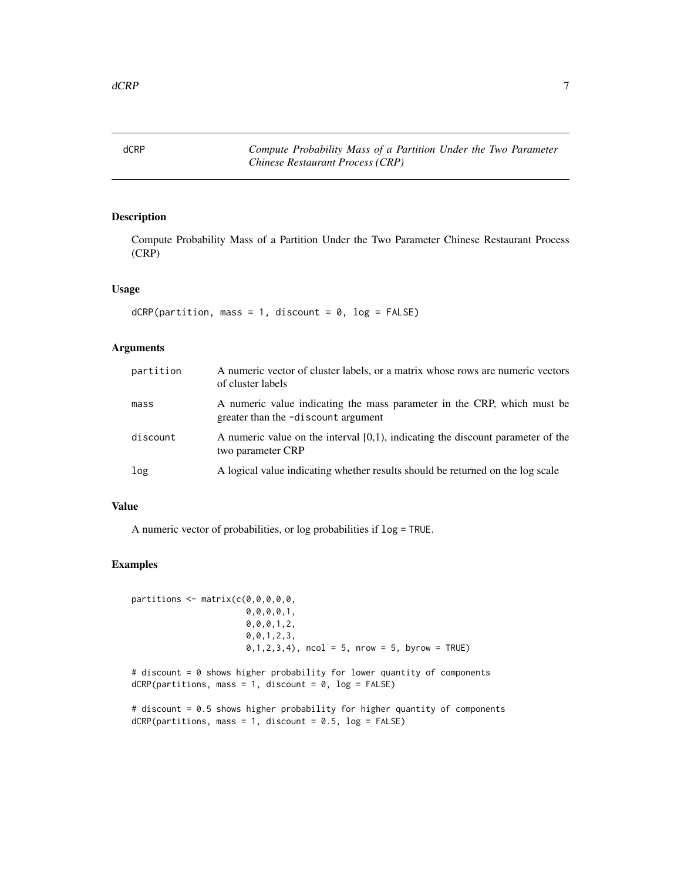# dCRP — *Compute Probability Mass of a Partition Under the Two Parameter Chinese Restaurant Process (CRP)*

## Description

Compute Probability Mass of a Partition Under the Two Parameter Chinese Restaurant Process (CRP)

## Usage

```
dCRP(partition, mass = 1, discount = 0, log = FALSE)
```

## Arguments

| Argument | Description |
|---|---|
| partition | A numeric vector of cluster labels, or a matrix whose rows are numeric vectors of cluster labels |
| mass | A numeric value indicating the mass parameter in the CRP, which must be greater than the -discount argument |
| discount | A numeric value on the interval [0,1), indicating the discount parameter of the two parameter CRP |
| log | A logical value indicating whether results should be returned on the log scale |

## Value

A numeric vector of probabilities, or log probabilities if `log = TRUE`.

## Examples

```
partitions <- matrix(c(0,0,0,0,0,
                       0,0,0,0,1,
                       0,0,0,1,2,
                       0,0,1,2,3,
                       0,1,2,3,4), ncol = 5, nrow = 5, byrow = TRUE)

# discount = 0 shows higher probability for lower quantity of components
dCRP(partitions, mass = 1, discount = 0, log = FALSE)

# discount = 0.5 shows higher probability for higher quantity of components
dCRP(partitions, mass = 1, discount = 0.5, log = FALSE)
```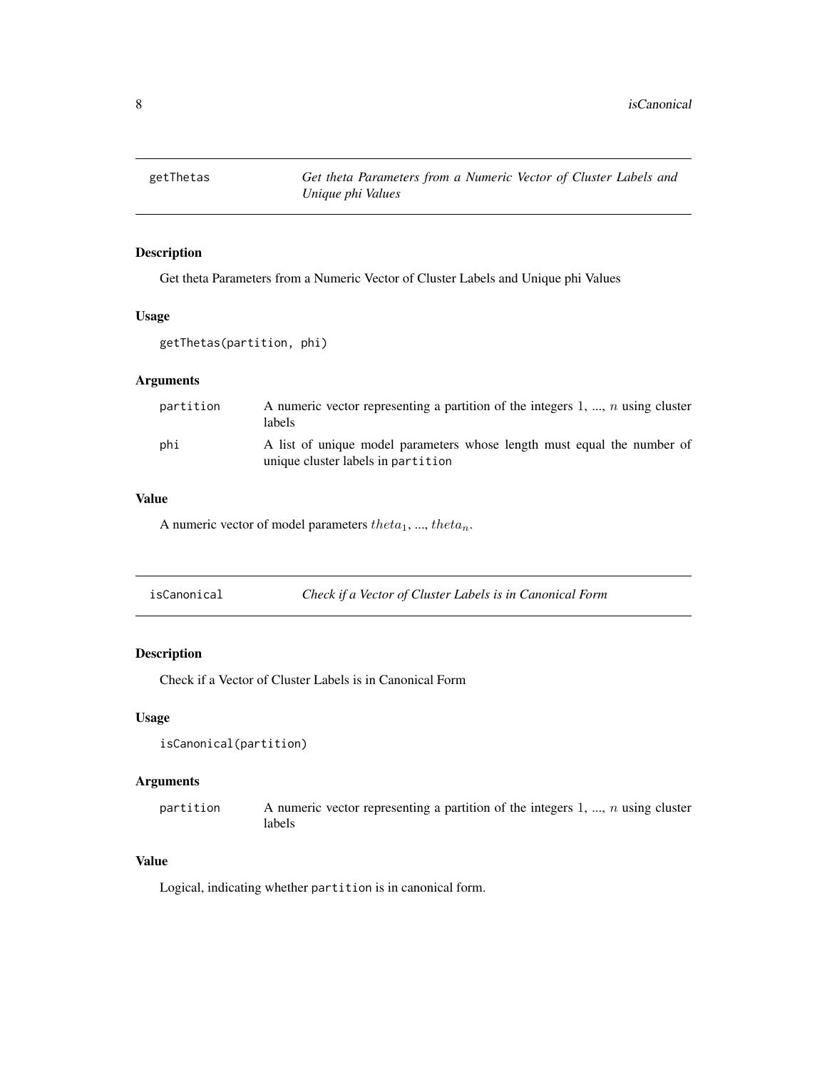## getThetas

*Get theta Parameters from a Numeric Vector of Cluster Labels and Unique phi Values*

### Description

Get theta Parameters from a Numeric Vector of Cluster Labels and Unique phi Values

### Usage

```
getThetas(partition, phi)
```

### Arguments

| | |
|---|---|
| partition | A numeric vector representing a partition of the integers 1, ..., $n$ using cluster labels |
| phi | A list of unique model parameters whose length must equal the number of unique cluster labels in `partition` |

### Value

A numeric vector of model parameters $theta_1$, ..., $theta_n$.

## isCanonical

*Check if a Vector of Cluster Labels is in Canonical Form*

### Description

Check if a Vector of Cluster Labels is in Canonical Form

### Usage

```
isCanonical(partition)
```

### Arguments

| | |
|---|---|
| partition | A numeric vector representing a partition of the integers 1, ..., $n$ using cluster labels |

### Value

Logical, indicating whether `partition` is in canonical form.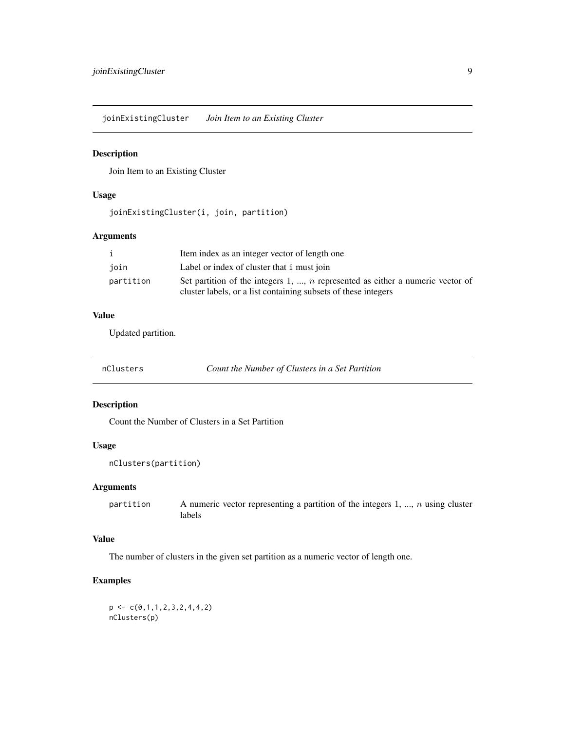## joinExistingCluster — *Join Item to an Existing Cluster*

### Description

Join Item to an Existing Cluster

### Usage

```
joinExistingCluster(i, join, partition)
```

### Arguments

| | |
|---|---|
| `i` | Item index as an integer vector of length one |
| `join` | Label or index of cluster that `i` must join |
| `partition` | Set partition of the integers 1, ..., $n$ represented as either a numeric vector of cluster labels, or a list containing subsets of these integers |

### Value

Updated partition.

## nClusters — *Count the Number of Clusters in a Set Partition*

### Description

Count the Number of Clusters in a Set Partition

### Usage

```
nClusters(partition)
```

### Arguments

| | |
|---|---|
| `partition` | A numeric vector representing a partition of the integers 1, ..., $n$ using cluster labels |

### Value

The number of clusters in the given set partition as a numeric vector of length one.

### Examples

```
p <- c(0,1,1,2,3,2,4,4,2)
nClusters(p)
```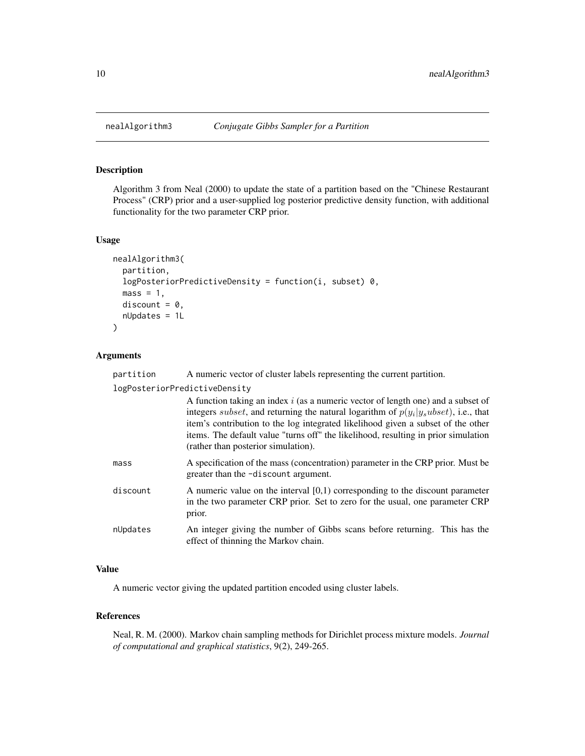# nealAlgorithm3 — *Conjugate Gibbs Sampler for a Partition*

## Description

Algorithm 3 from Neal (2000) to update the state of a partition based on the "Chinese Restaurant Process" (CRP) prior and a user-supplied log posterior predictive density function, with additional functionality for the two parameter CRP prior.

## Usage

```
nealAlgorithm3(
  partition,
  logPosteriorPredictiveDensity = function(i, subset) 0,
  mass = 1,
  discount = 0,
  nUpdates = 1L
)
```

## Arguments

| Argument | Description |
|---|---|
| `partition` | A numeric vector of cluster labels representing the current partition. |
| `logPosteriorPredictiveDensity` | A function taking an index $i$ (as a numeric vector of length one) and a subset of integers $subset$, and returning the natural logarithm of $p(y_i \| y_s ubset)$, i.e., that item's contribution to the log integrated likelihood given a subset of the other items. The default value "turns off" the likelihood, resulting in prior simulation (rather than posterior simulation). |
| `mass` | A specification of the mass (concentration) parameter in the CRP prior. Must be greater than the `-discount` argument. |
| `discount` | A numeric value on the interval [0,1) corresponding to the discount parameter in the two parameter CRP prior. Set to zero for the usual, one parameter CRP prior. |
| `nUpdates` | An integer giving the number of Gibbs scans before returning. This has the effect of thinning the Markov chain. |

## Value

A numeric vector giving the updated partition encoded using cluster labels.

## References

Neal, R. M. (2000). Markov chain sampling methods for Dirichlet process mixture models. *Journal of computational and graphical statistics*, 9(2), 249-265.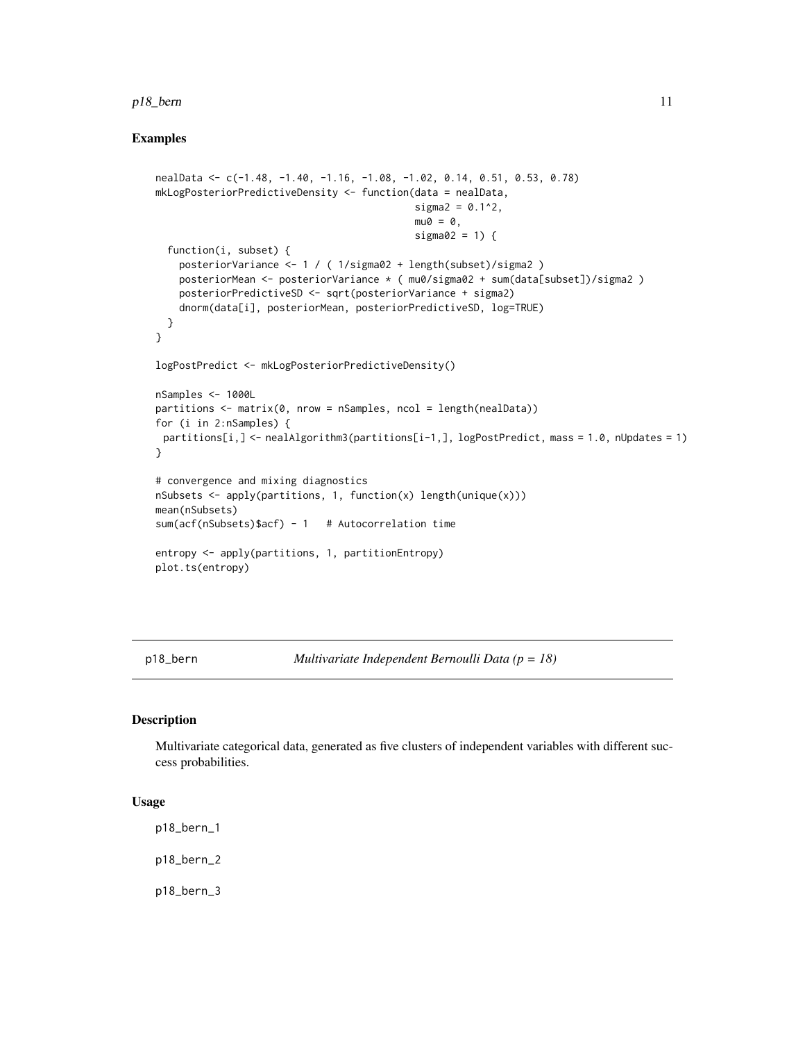## Examples

```
nealData <- c(-1.48, -1.40, -1.16, -1.08, -1.02, 0.14, 0.51, 0.53, 0.78)
mkLogPosteriorPredictiveDensity <- function(data = nealData,
                                            sigma2 = 0.1^2,
                                            mu0 = 0,
                                            sigma02 = 1) {
  function(i, subset) {
    posteriorVariance <- 1 / ( 1/sigma02 + length(subset)/sigma2 )
    posteriorMean <- posteriorVariance * ( mu0/sigma02 + sum(data[subset])/sigma2 )
    posteriorPredictiveSD <- sqrt(posteriorVariance + sigma2)
    dnorm(data[i], posteriorMean, posteriorPredictiveSD, log=TRUE)
  }
}

logPostPredict <- mkLogPosteriorPredictiveDensity()

nSamples <- 1000L
partitions <- matrix(0, nrow = nSamples, ncol = length(nealData))
for (i in 2:nSamples) {
 partitions[i,] <- nealAlgorithm3(partitions[i-1,], logPostPredict, mass = 1.0, nUpdates = 1)
}

# convergence and mixing diagnostics
nSubsets <- apply(partitions, 1, function(x) length(unique(x)))
mean(nSubsets)
sum(acf(nSubsets)$acf) - 1   # Autocorrelation time

entropy <- apply(partitions, 1, partitionEntropy)
plot.ts(entropy)
```

---

# p18_bern — *Multivariate Independent Bernoulli Data (p = 18)*

## Description

Multivariate categorical data, generated as five clusters of independent variables with different success probabilities.

## Usage

```
p18_bern_1

p18_bern_2

p18_bern_3
```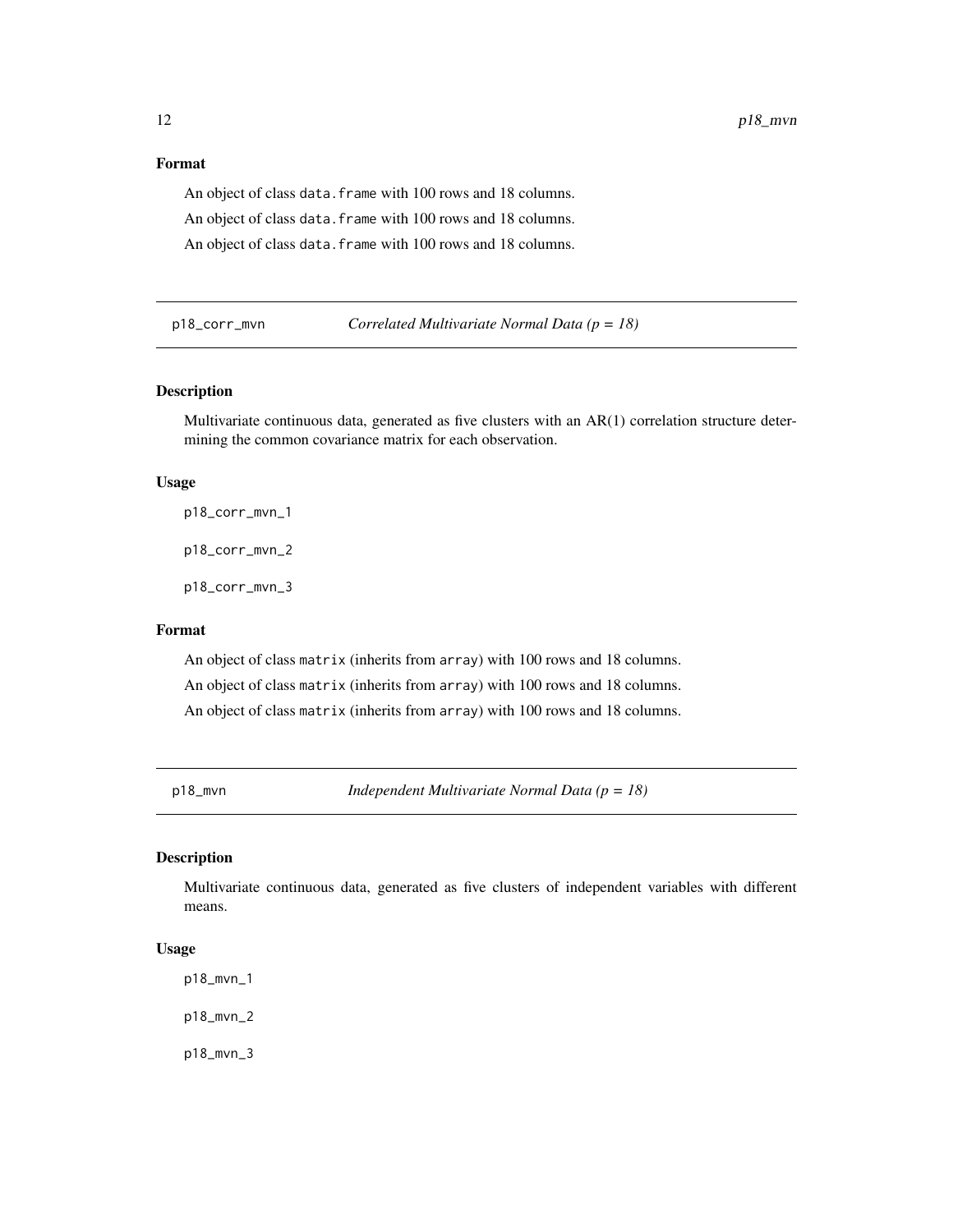## Format

An object of class `data.frame` with 100 rows and 18 columns.

An object of class `data.frame` with 100 rows and 18 columns.

An object of class `data.frame` with 100 rows and 18 columns.

---

## p18_corr_mvn — *Correlated Multivariate Normal Data (p = 18)*

### Description

Multivariate continuous data, generated as five clusters with an AR(1) correlation structure determining the common covariance matrix for each observation.

### Usage

```
p18_corr_mvn_1

p18_corr_mvn_2

p18_corr_mvn_3
```

### Format

An object of class `matrix` (inherits from `array`) with 100 rows and 18 columns.

An object of class `matrix` (inherits from `array`) with 100 rows and 18 columns.

An object of class `matrix` (inherits from `array`) with 100 rows and 18 columns.

---

## p18_mvn — *Independent Multivariate Normal Data (p = 18)*

### Description

Multivariate continuous data, generated as five clusters of independent variables with different means.

### Usage

```
p18_mvn_1

p18_mvn_2

p18_mvn_3
```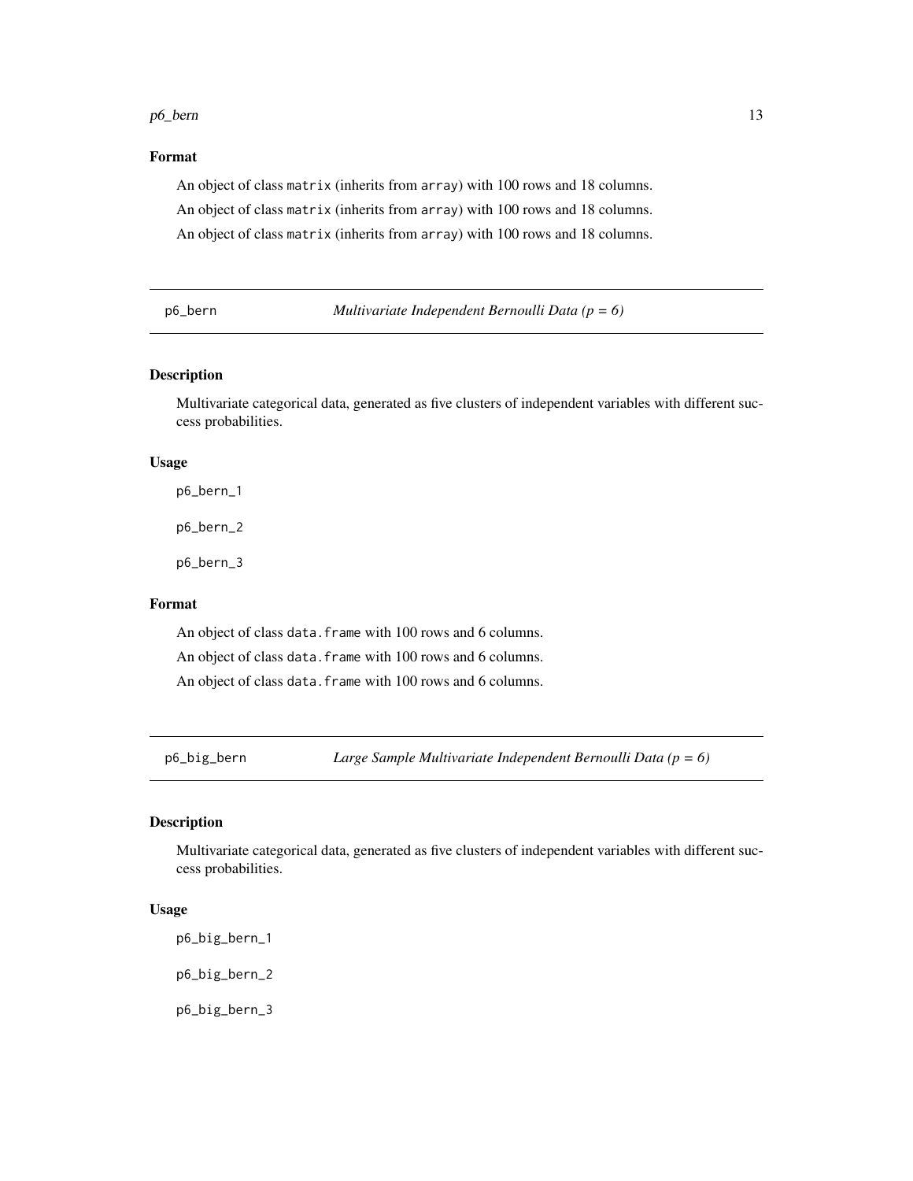## Format

An object of class `matrix` (inherits from `array`) with 100 rows and 18 columns.

An object of class `matrix` (inherits from `array`) with 100 rows and 18 columns.

An object of class `matrix` (inherits from `array`) with 100 rows and 18 columns.

---

# p6_bern — *Multivariate Independent Bernoulli Data (p = 6)*

## Description

Multivariate categorical data, generated as five clusters of independent variables with different success probabilities.

## Usage

```
p6_bern_1

p6_bern_2

p6_bern_3
```

## Format

An object of class `data.frame` with 100 rows and 6 columns.

An object of class `data.frame` with 100 rows and 6 columns.

An object of class `data.frame` with 100 rows and 6 columns.

---

# p6_big_bern — *Large Sample Multivariate Independent Bernoulli Data (p = 6)*

## Description

Multivariate categorical data, generated as five clusters of independent variables with different success probabilities.

## Usage

```
p6_big_bern_1

p6_big_bern_2

p6_big_bern_3
```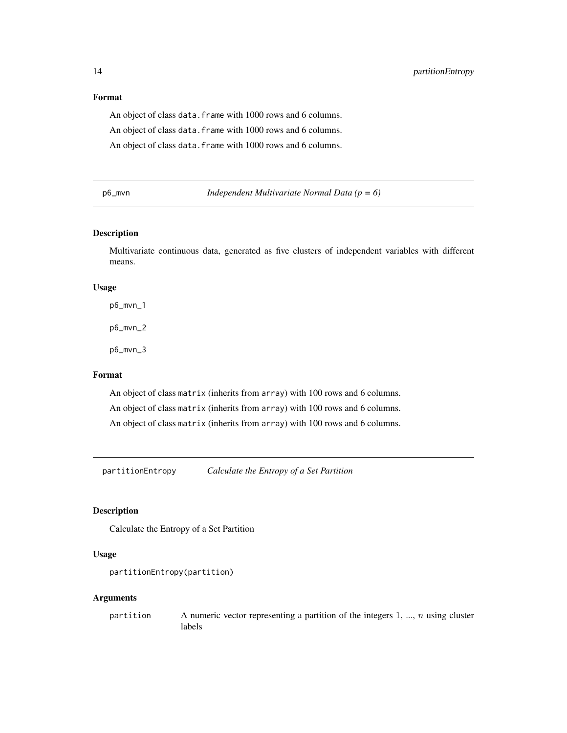## Format

An object of class `data.frame` with 1000 rows and 6 columns.

An object of class `data.frame` with 1000 rows and 6 columns.

An object of class `data.frame` with 1000 rows and 6 columns.

---

# p6_mvn — *Independent Multivariate Normal Data (p = 6)*

## Description

Multivariate continuous data, generated as five clusters of independent variables with different means.

## Usage

```
p6_mvn_1

p6_mvn_2

p6_mvn_3
```

## Format

An object of class `matrix` (inherits from `array`) with 100 rows and 6 columns.

An object of class `matrix` (inherits from `array`) with 100 rows and 6 columns.

An object of class `matrix` (inherits from `array`) with 100 rows and 6 columns.

---

# partitionEntropy — *Calculate the Entropy of a Set Partition*

## Description

Calculate the Entropy of a Set Partition

## Usage

```
partitionEntropy(partition)
```

## Arguments

| | |
|---|---|
| `partition` | A numeric vector representing a partition of the integers 1, ..., $n$ using cluster labels |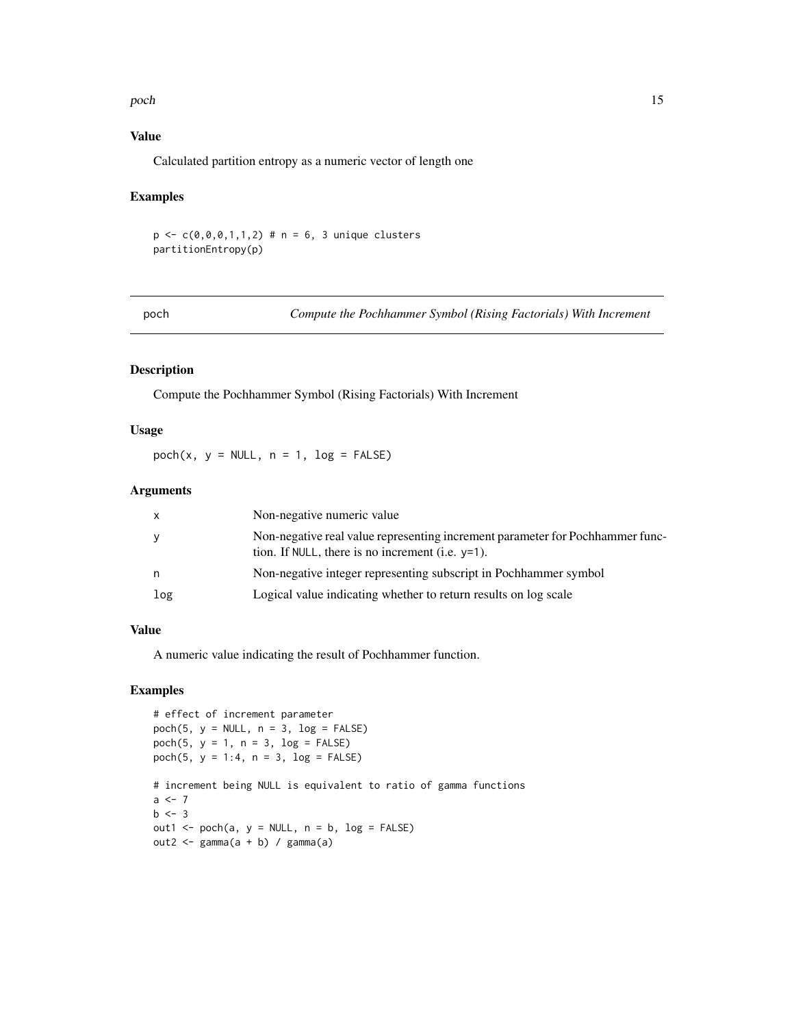### Value

Calculated partition entropy as a numeric vector of length one

### Examples

```
p <- c(0,0,0,1,1,2) # n = 6, 3 unique clusters
partitionEntropy(p)
```

---

## poch — *Compute the Pochhammer Symbol (Rising Factorials) With Increment*

### Description

Compute the Pochhammer Symbol (Rising Factorials) With Increment

### Usage

```
poch(x, y = NULL, n = 1, log = FALSE)
```

### Arguments

| | |
|---|---|
| x | Non-negative numeric value |
| y | Non-negative real value representing increment parameter for Pochhammer function. If NULL, there is no increment (i.e. y=1). |
| n | Non-negative integer representing subscript in Pochhammer symbol |
| log | Logical value indicating whether to return results on log scale |

### Value

A numeric value indicating the result of Pochhammer function.

### Examples

```
# effect of increment parameter
poch(5, y = NULL, n = 3, log = FALSE)
poch(5, y = 1, n = 3, log = FALSE)
poch(5, y = 1:4, n = 3, log = FALSE)

# increment being NULL is equivalent to ratio of gamma functions
a <- 7
b <- 3
out1 <- poch(a, y = NULL, n = b, log = FALSE)
out2 <- gamma(a + b) / gamma(a)
```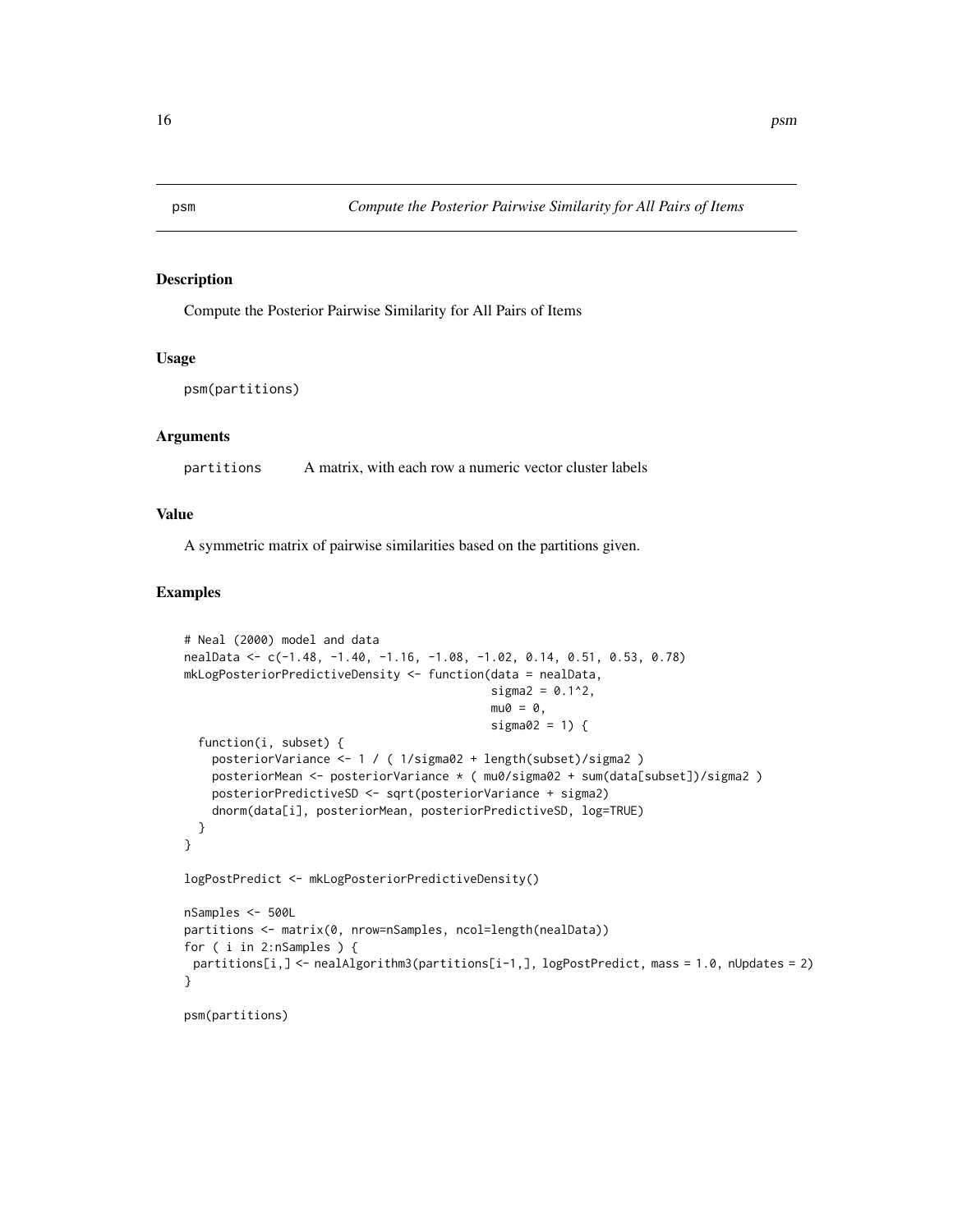# psm — Compute the Posterior Pairwise Similarity for All Pairs of Items

## Description

Compute the Posterior Pairwise Similarity for All Pairs of Items

## Usage

```
psm(partitions)
```

## Arguments

| | |
|---|---|
| partitions | A matrix, with each row a numeric vector cluster labels |

## Value

A symmetric matrix of pairwise similarities based on the partitions given.

## Examples

```
# Neal (2000) model and data
nealData <- c(-1.48, -1.40, -1.16, -1.08, -1.02, 0.14, 0.51, 0.53, 0.78)
mkLogPosteriorPredictiveDensity <- function(data = nealData,
                                            sigma2 = 0.1^2,
                                            mu0 = 0,
                                            sigma02 = 1) {
  function(i, subset) {
    posteriorVariance <- 1 / ( 1/sigma02 + length(subset)/sigma2 )
    posteriorMean <- posteriorVariance * ( mu0/sigma02 + sum(data[subset])/sigma2 )
    posteriorPredictiveSD <- sqrt(posteriorVariance + sigma2)
    dnorm(data[i], posteriorMean, posteriorPredictiveSD, log=TRUE)
  }
}

logPostPredict <- mkLogPosteriorPredictiveDensity()

nSamples <- 500L
partitions <- matrix(0, nrow=nSamples, ncol=length(nealData))
for ( i in 2:nSamples ) {
 partitions[i,] <- nealAlgorithm3(partitions[i-1,], logPostPredict, mass = 1.0, nUpdates = 2)
}

psm(partitions)
```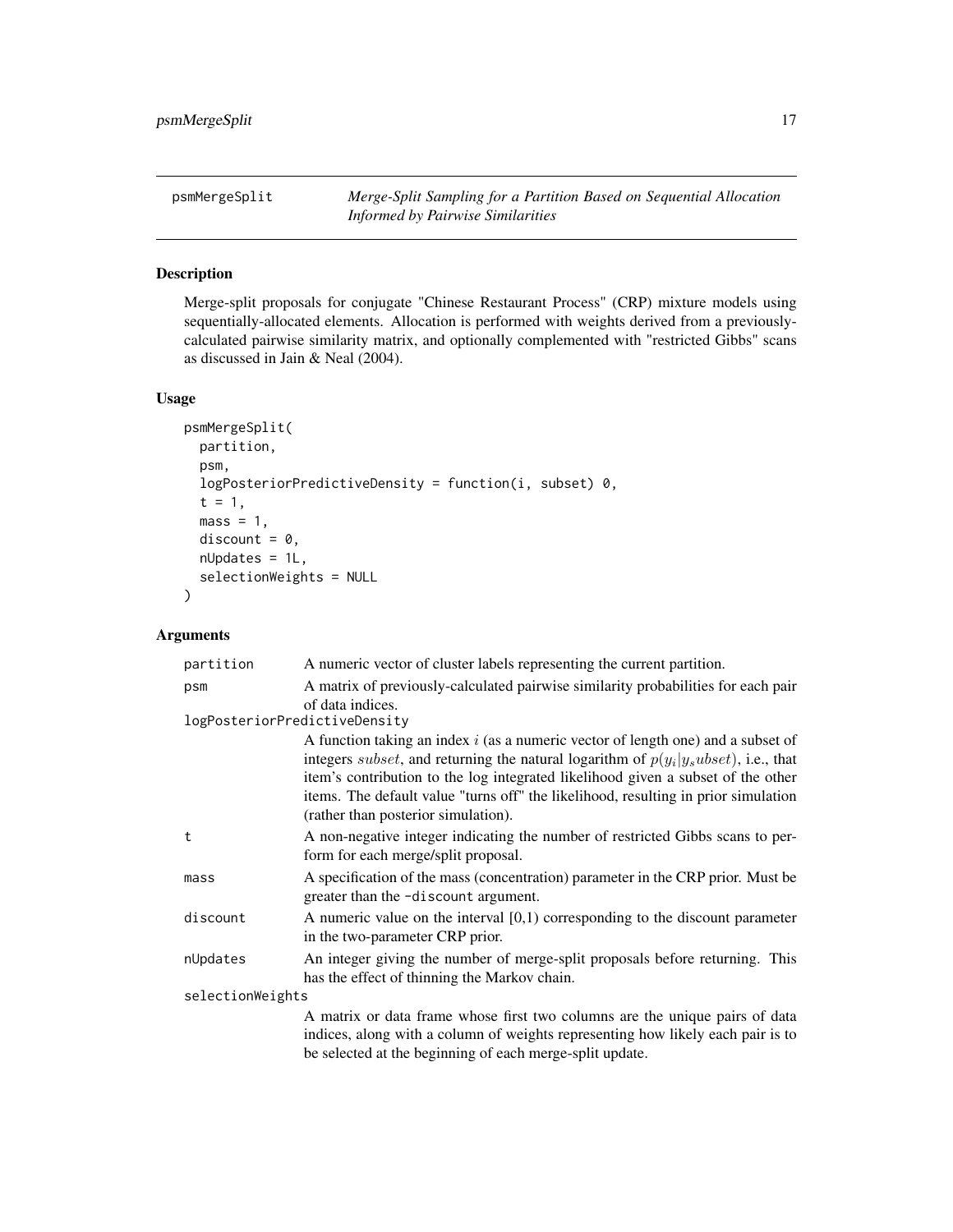## psmMergeSplit — *Merge-Split Sampling for a Partition Based on Sequential Allocation Informed by Pairwise Similarities*

### Description

Merge-split proposals for conjugate "Chinese Restaurant Process" (CRP) mixture models using sequentially-allocated elements. Allocation is performed with weights derived from a previously-calculated pairwise similarity matrix, and optionally complemented with "restricted Gibbs" scans as discussed in Jain & Neal (2004).

### Usage

```
psmMergeSplit(
  partition,
  psm,
  logPosteriorPredictiveDensity = function(i, subset) 0,
  t = 1,
  mass = 1,
  discount = 0,
  nUpdates = 1L,
  selectionWeights = NULL
)
```

### Arguments

| Argument | Description |
|---|---|
| `partition` | A numeric vector of cluster labels representing the current partition. |
| `psm` | A matrix of previously-calculated pairwise similarity probabilities for each pair of data indices. |
| `logPosteriorPredictiveDensity` | A function taking an index $i$ (as a numeric vector of length one) and a subset of integers $subset$, and returning the natural logarithm of $p(y_i \| y_subset)$, i.e., that item's contribution to the log integrated likelihood given a subset of the other items. The default value "turns off" the likelihood, resulting in prior simulation (rather than posterior simulation). |
| `t` | A non-negative integer indicating the number of restricted Gibbs scans to perform for each merge/split proposal. |
| `mass` | A specification of the mass (concentration) parameter in the CRP prior. Must be greater than the `-discount` argument. |
| `discount` | A numeric value on the interval [0,1) corresponding to the discount parameter in the two-parameter CRP prior. |
| `nUpdates` | An integer giving the number of merge-split proposals before returning. This has the effect of thinning the Markov chain. |
| `selectionWeights` | A matrix or data frame whose first two columns are the unique pairs of data indices, along with a column of weights representing how likely each pair is to be selected at the beginning of each merge-split update. |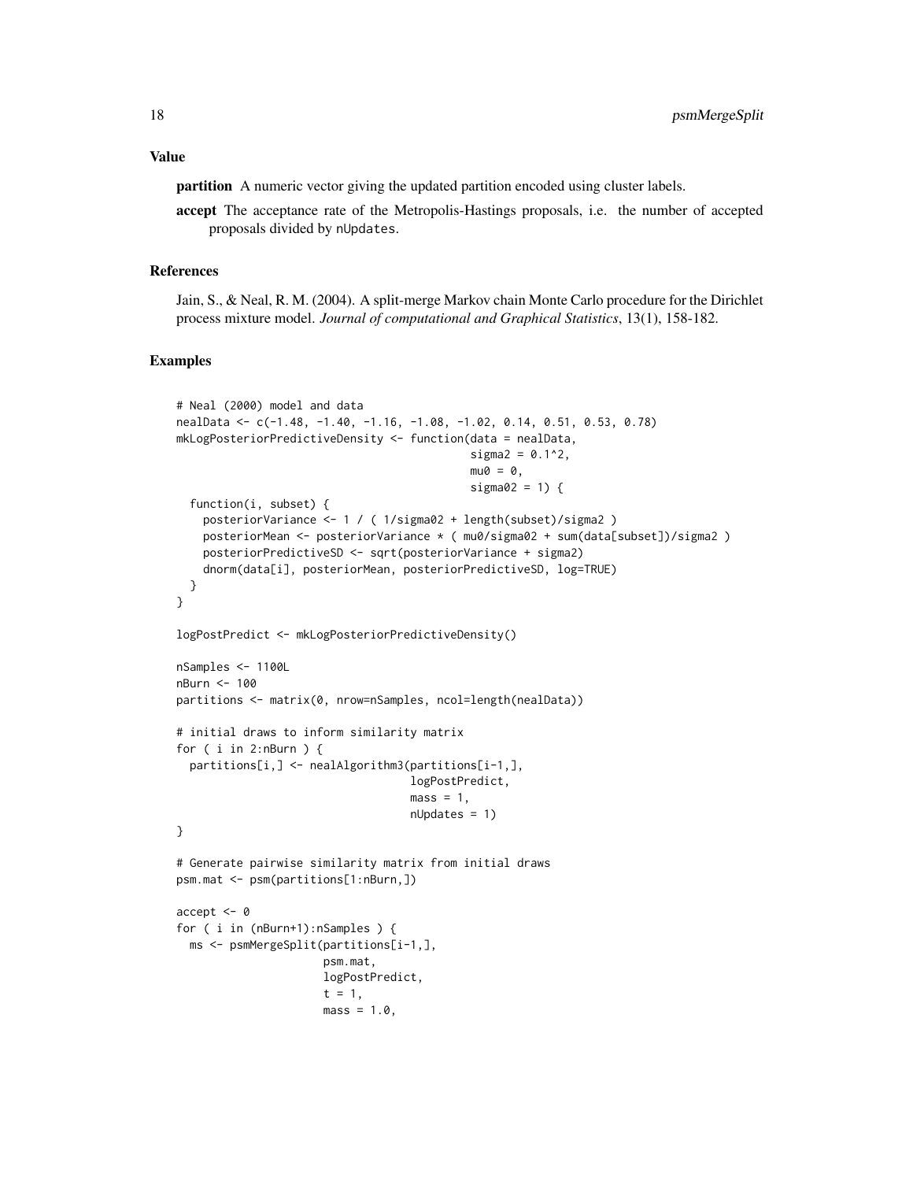## Value

**partition** A numeric vector giving the updated partition encoded using cluster labels.

**accept** The acceptance rate of the Metropolis-Hastings proposals, i.e. the number of accepted proposals divided by nUpdates.

## References

Jain, S., & Neal, R. M. (2004). A split-merge Markov chain Monte Carlo procedure for the Dirichlet process mixture model. *Journal of computational and Graphical Statistics*, 13(1), 158-182.

## Examples

```
# Neal (2000) model and data
nealData <- c(-1.48, -1.40, -1.16, -1.08, -1.02, 0.14, 0.51, 0.53, 0.78)
mkLogPosteriorPredictiveDensity <- function(data = nealData,
                                            sigma2 = 0.1^2,
                                            mu0 = 0,
                                            sigma02 = 1) {
  function(i, subset) {
    posteriorVariance <- 1 / ( 1/sigma02 + length(subset)/sigma2 )
    posteriorMean <- posteriorVariance * ( mu0/sigma02 + sum(data[subset])/sigma2 )
    posteriorPredictiveSD <- sqrt(posteriorVariance + sigma2)
    dnorm(data[i], posteriorMean, posteriorPredictiveSD, log=TRUE)
  }
}

logPostPredict <- mkLogPosteriorPredictiveDensity()

nSamples <- 1100L
nBurn <- 100
partitions <- matrix(0, nrow=nSamples, ncol=length(nealData))

# initial draws to inform similarity matrix
for ( i in 2:nBurn ) {
  partitions[i,] <- nealAlgorithm3(partitions[i-1,],
                                   logPostPredict,
                                   mass = 1,
                                   nUpdates = 1)
}

# Generate pairwise similarity matrix from initial draws
psm.mat <- psm(partitions[1:nBurn,])

accept <- 0
for ( i in (nBurn+1):nSamples ) {
  ms <- psmMergeSplit(partitions[i-1,],
                      psm.mat,
                      logPostPredict,
                      t = 1,
                      mass = 1.0,
```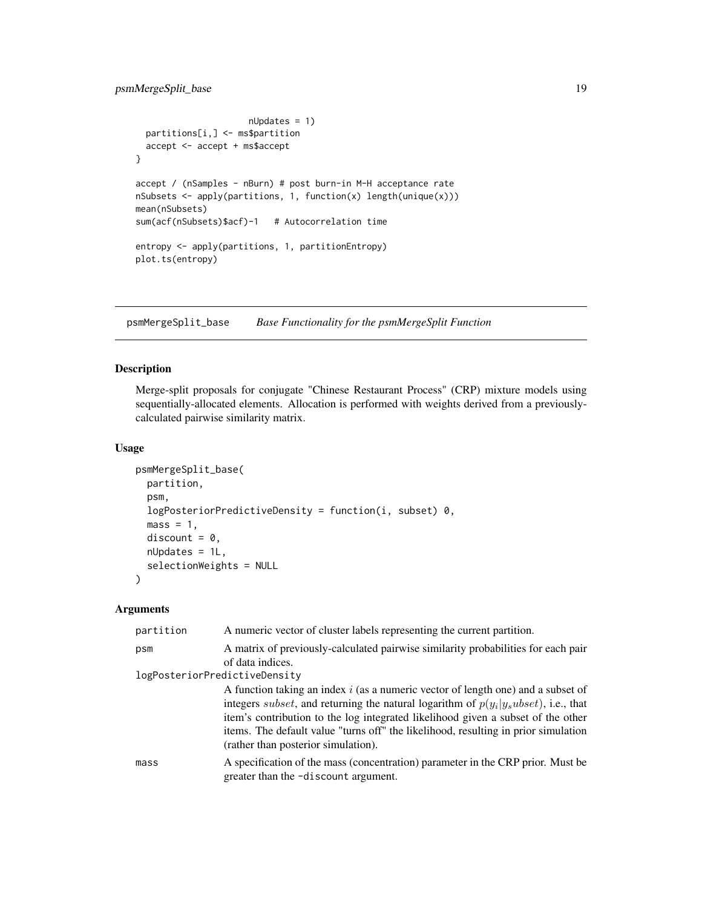```
                       nUpdates = 1)
  partitions[i,] <- ms$partition
  accept <- accept + ms$accept
}

accept / (nSamples - nBurn) # post burn-in M-H acceptance rate
nSubsets <- apply(partitions, 1, function(x) length(unique(x)))
mean(nSubsets)
sum(acf(nSubsets)$acf)-1   # Autocorrelation time

entropy <- apply(partitions, 1, partitionEntropy)
plot.ts(entropy)
```

## psmMergeSplit_base    *Base Functionality for the psmMergeSplit Function*

### Description

Merge-split proposals for conjugate "Chinese Restaurant Process" (CRP) mixture models using sequentially-allocated elements. Allocation is performed with weights derived from a previously-calculated pairwise similarity matrix.

### Usage

```
psmMergeSplit_base(
  partition,
  psm,
  logPosteriorPredictiveDensity = function(i, subset) 0,
  mass = 1,
  discount = 0,
  nUpdates = 1L,
  selectionWeights = NULL
)
```

### Arguments

`partition` A numeric vector of cluster labels representing the current partition.

`psm` A matrix of previously-calculated pairwise similarity probabilities for each pair of data indices.

`logPosteriorPredictiveDensity` A function taking an index $i$ (as a numeric vector of length one) and a subset of integers $subset$, and returning the natural logarithm of $p(y_i|y_subset)$, i.e., that item's contribution to the log integrated likelihood given a subset of the other items. The default value "turns off" the likelihood, resulting in prior simulation (rather than posterior simulation).

`mass` A specification of the mass (concentration) parameter in the CRP prior. Must be greater than the `-discount` argument.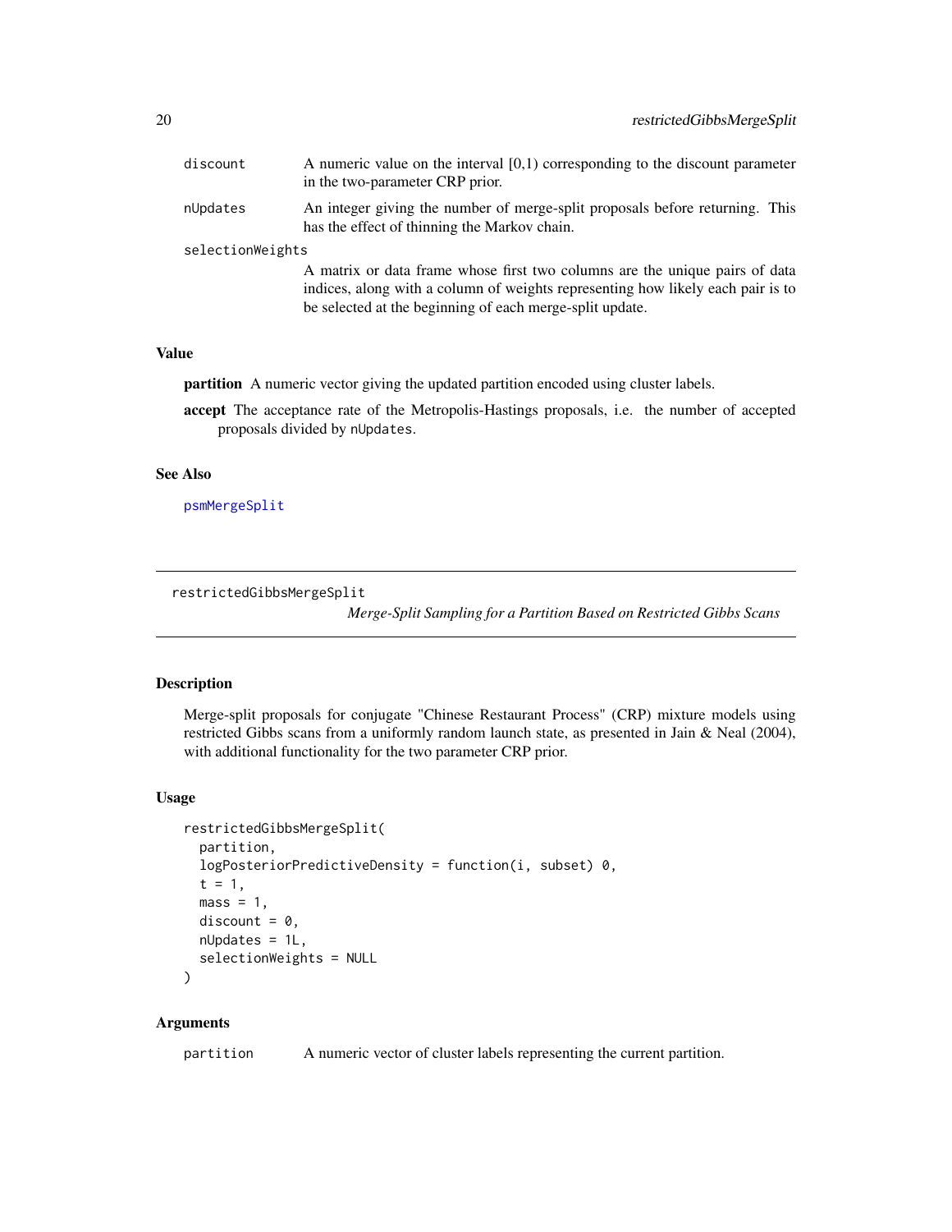| | |
|---|---|
| discount | A numeric value on the interval [0,1) corresponding to the discount parameter in the two-parameter CRP prior. |
| nUpdates | An integer giving the number of merge-split proposals before returning. This has the effect of thinning the Markov chain. |
| selectionWeights | A matrix or data frame whose first two columns are the unique pairs of data indices, along with a column of weights representing how likely each pair is to be selected at the beginning of each merge-split update. |

### Value

**partition** A numeric vector giving the updated partition encoded using cluster labels.

**accept** The acceptance rate of the Metropolis-Hastings proposals, i.e. the number of accepted proposals divided by `nUpdates`.

### See Also

psmMergeSplit

---

## restrictedGibbsMergeSplit

*Merge-Split Sampling for a Partition Based on Restricted Gibbs Scans*

### Description

Merge-split proposals for conjugate "Chinese Restaurant Process" (CRP) mixture models using restricted Gibbs scans from a uniformly random launch state, as presented in Jain & Neal (2004), with additional functionality for the two parameter CRP prior.

### Usage

```
restrictedGibbsMergeSplit(
  partition,
  logPosteriorPredictiveDensity = function(i, subset) 0,
  t = 1,
  mass = 1,
  discount = 0,
  nUpdates = 1L,
  selectionWeights = NULL
)
```

### Arguments

| | |
|---|---|
| partition | A numeric vector of cluster labels representing the current partition. |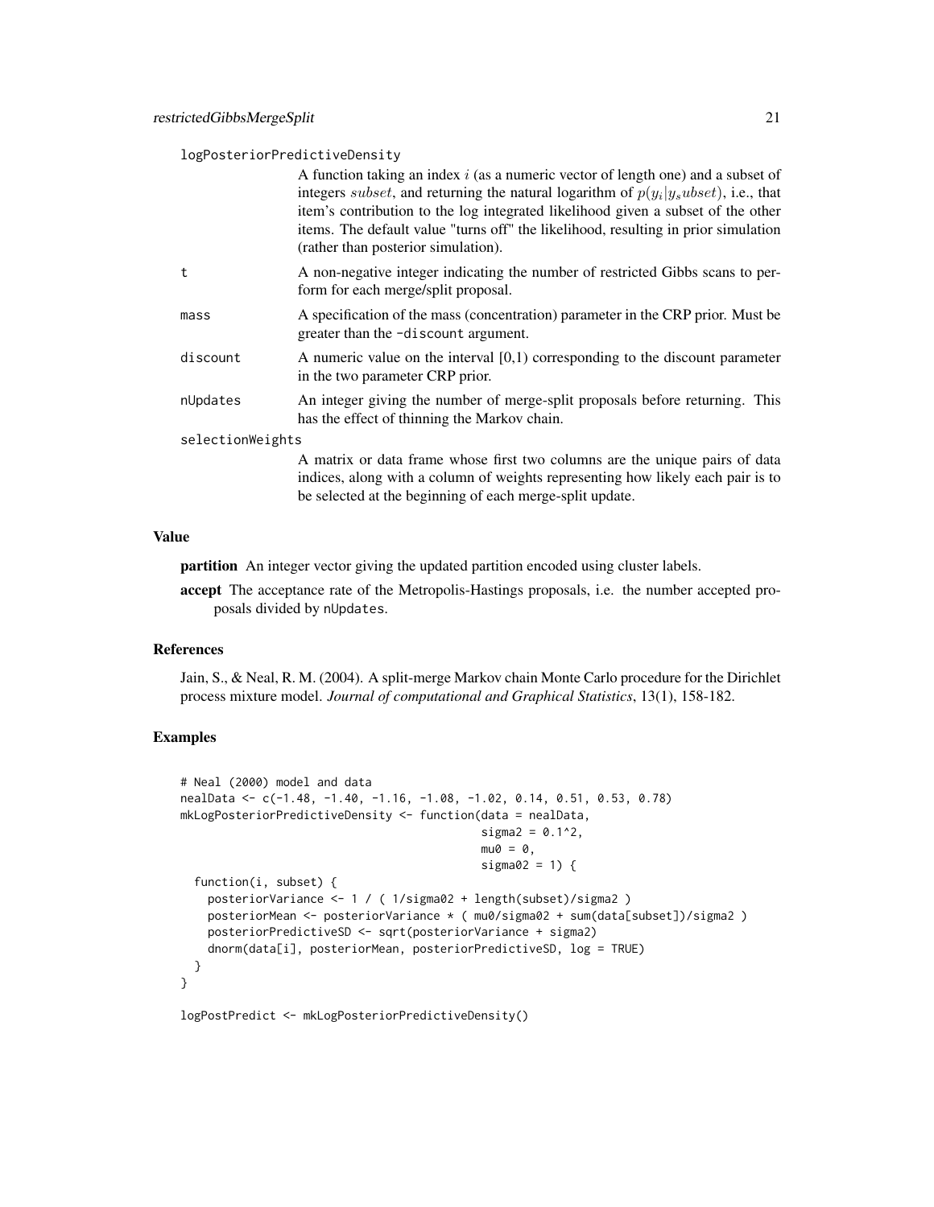logPosteriorPredictiveDensity

A function taking an index $i$ (as a numeric vector of length one) and a subset of integers $subset$, and returning the natural logarithm of $p(y_i|y_s ubset)$, i.e., that item's contribution to the log integrated likelihood given a subset of the other items. The default value "turns off" the likelihood, resulting in prior simulation (rather than posterior simulation).

t
: A non-negative integer indicating the number of restricted Gibbs scans to perform for each merge/split proposal.

mass
: A specification of the mass (concentration) parameter in the CRP prior. Must be greater than the -discount argument.

discount
: A numeric value on the interval [0,1) corresponding to the discount parameter in the two parameter CRP prior.

nUpdates
: An integer giving the number of merge-split proposals before returning. This has the effect of thinning the Markov chain.

selectionWeights

A matrix or data frame whose first two columns are the unique pairs of data indices, along with a column of weights representing how likely each pair is to be selected at the beginning of each merge-split update.

## Value

**partition** An integer vector giving the updated partition encoded using cluster labels.

**accept** The acceptance rate of the Metropolis-Hastings proposals, i.e. the number accepted proposals divided by nUpdates.

## References

Jain, S., & Neal, R. M. (2004). A split-merge Markov chain Monte Carlo procedure for the Dirichlet process mixture model. *Journal of computational and Graphical Statistics*, 13(1), 158-182.

## Examples

```
# Neal (2000) model and data
nealData <- c(-1.48, -1.40, -1.16, -1.08, -1.02, 0.14, 0.51, 0.53, 0.78)
mkLogPosteriorPredictiveDensity <- function(data = nealData,
                                            sigma2 = 0.1^2,
                                            mu0 = 0,
                                            sigma02 = 1) {
  function(i, subset) {
    posteriorVariance <- 1 / ( 1/sigma02 + length(subset)/sigma2 )
    posteriorMean <- posteriorVariance * ( mu0/sigma02 + sum(data[subset])/sigma2 )
    posteriorPredictiveSD <- sqrt(posteriorVariance + sigma2)
    dnorm(data[i], posteriorMean, posteriorPredictiveSD, log = TRUE)
  }
}

logPostPredict <- mkLogPosteriorPredictiveDensity()
```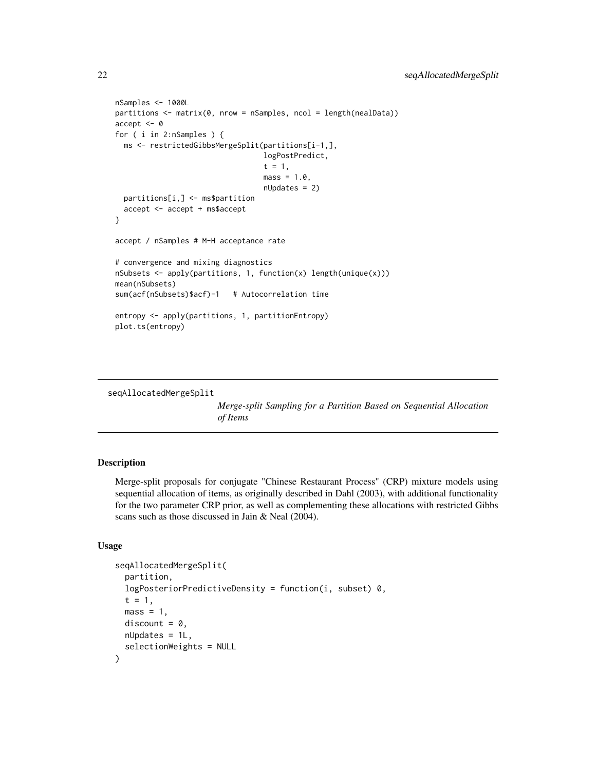```
nSamples <- 1000L
partitions <- matrix(0, nrow = nSamples, ncol = length(nealData))
accept <- 0
for ( i in 2:nSamples ) {
  ms <- restrictedGibbsMergeSplit(partitions[i-1,],
                                  logPostPredict,
                                  t = 1,
                                  mass = 1.0,
                                  nUpdates = 2)
  partitions[i,] <- ms$partition
  accept <- accept + ms$accept
}

accept / nSamples # M-H acceptance rate

# convergence and mixing diagnostics
nSubsets <- apply(partitions, 1, function(x) length(unique(x)))
mean(nSubsets)
sum(acf(nSubsets)$acf)-1   # Autocorrelation time

entropy <- apply(partitions, 1, partitionEntropy)
plot.ts(entropy)
```

## seqAllocatedMergeSplit

*Merge-split Sampling for a Partition Based on Sequential Allocation of Items*

### Description

Merge-split proposals for conjugate "Chinese Restaurant Process" (CRP) mixture models using sequential allocation of items, as originally described in Dahl (2003), with additional functionality for the two parameter CRP prior, as well as complementing these allocations with restricted Gibbs scans such as those discussed in Jain & Neal (2004).

### Usage

```
seqAllocatedMergeSplit(
  partition,
  logPosteriorPredictiveDensity = function(i, subset) 0,
  t = 1,
  mass = 1,
  discount = 0,
  nUpdates = 1L,
  selectionWeights = NULL
)
```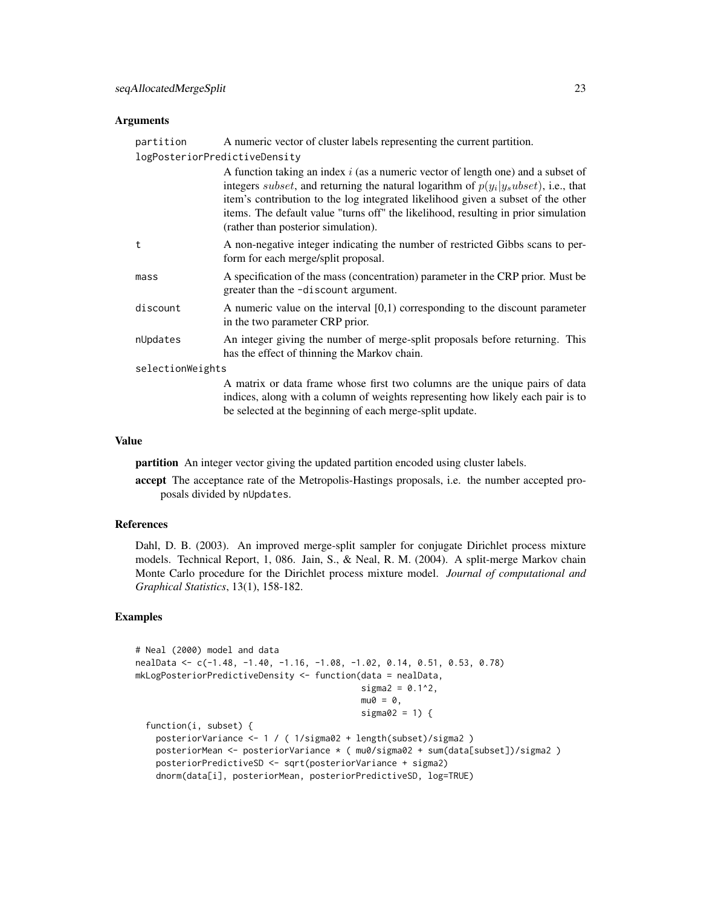## Arguments

partition
: A numeric vector of cluster labels representing the current partition.

logPosteriorPredictiveDensity
: A function taking an index $i$ (as a numeric vector of length one) and a subset of integers $subset$, and returning the natural logarithm of $p(y_i|y_s ubset)$, i.e., that item's contribution to the log integrated likelihood given a subset of the other items. The default value "turns off" the likelihood, resulting in prior simulation (rather than posterior simulation).

t
: A non-negative integer indicating the number of restricted Gibbs scans to perform for each merge/split proposal.

mass
: A specification of the mass (concentration) parameter in the CRP prior. Must be greater than the `-discount` argument.

discount
: A numeric value on the interval [0,1) corresponding to the discount parameter in the two parameter CRP prior.

nUpdates
: An integer giving the number of merge-split proposals before returning. This has the effect of thinning the Markov chain.

selectionWeights
: A matrix or data frame whose first two columns are the unique pairs of data indices, along with a column of weights representing how likely each pair is to be selected at the beginning of each merge-split update.

## Value

**partition** An integer vector giving the updated partition encoded using cluster labels.

**accept** The acceptance rate of the Metropolis-Hastings proposals, i.e. the number accepted proposals divided by `nUpdates`.

## References

Dahl, D. B. (2003). An improved merge-split sampler for conjugate Dirichlet process mixture models. Technical Report, 1, 086. Jain, S., & Neal, R. M. (2004). A split-merge Markov chain Monte Carlo procedure for the Dirichlet process mixture model. *Journal of computational and Graphical Statistics*, 13(1), 158-182.

## Examples

```
# Neal (2000) model and data
nealData <- c(-1.48, -1.40, -1.16, -1.08, -1.02, 0.14, 0.51, 0.53, 0.78)
mkLogPosteriorPredictiveDensity <- function(data = nealData,
                                            sigma2 = 0.1^2,
                                            mu0 = 0,
                                            sigma02 = 1) {
  function(i, subset) {
    posteriorVariance <- 1 / ( 1/sigma02 + length(subset)/sigma2 )
    posteriorMean <- posteriorVariance * ( mu0/sigma02 + sum(data[subset])/sigma2 )
    posteriorPredictiveSD <- sqrt(posteriorVariance + sigma2)
    dnorm(data[i], posteriorMean, posteriorPredictiveSD, log=TRUE)
```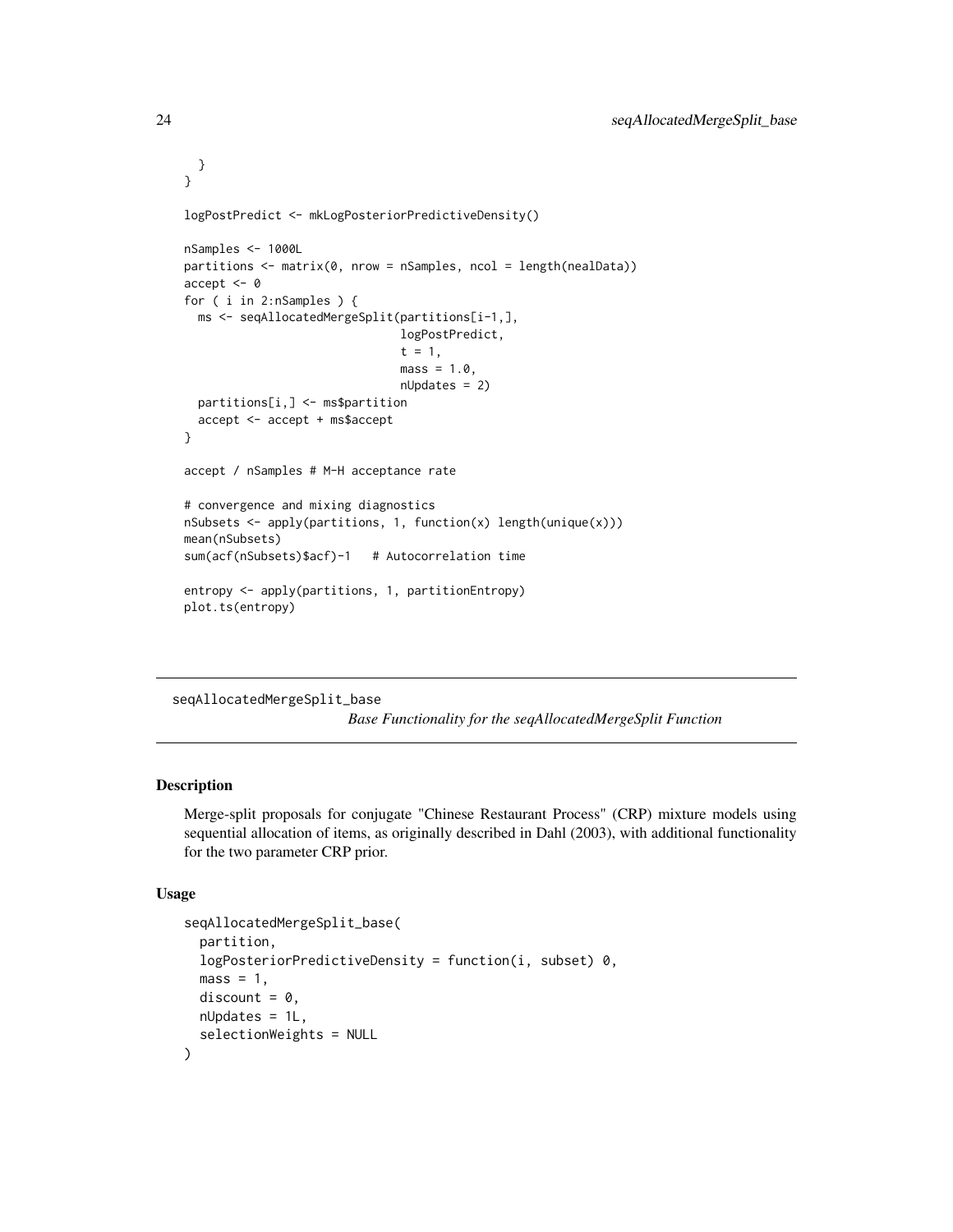```
  }
}

logPostPredict <- mkLogPosteriorPredictiveDensity()

nSamples <- 1000L
partitions <- matrix(0, nrow = nSamples, ncol = length(nealData))
accept <- 0
for ( i in 2:nSamples ) {
  ms <- seqAllocatedMergeSplit(partitions[i-1,],
                               logPostPredict,
                               t = 1,
                               mass = 1.0,
                               nUpdates = 2)
  partitions[i,] <- ms$partition
  accept <- accept + ms$accept
}

accept / nSamples # M-H acceptance rate

# convergence and mixing diagnostics
nSubsets <- apply(partitions, 1, function(x) length(unique(x)))
mean(nSubsets)
sum(acf(nSubsets)$acf)-1   # Autocorrelation time

entropy <- apply(partitions, 1, partitionEntropy)
plot.ts(entropy)
```

---

## seqAllocatedMergeSplit_base

*Base Functionality for the seqAllocatedMergeSplit Function*

---

### Description

Merge-split proposals for conjugate "Chinese Restaurant Process" (CRP) mixture models using sequential allocation of items, as originally described in Dahl (2003), with additional functionality for the two parameter CRP prior.

### Usage

```
seqAllocatedMergeSplit_base(
  partition,
  logPosteriorPredictiveDensity = function(i, subset) 0,
  mass = 1,
  discount = 0,
  nUpdates = 1L,
  selectionWeights = NULL
)
```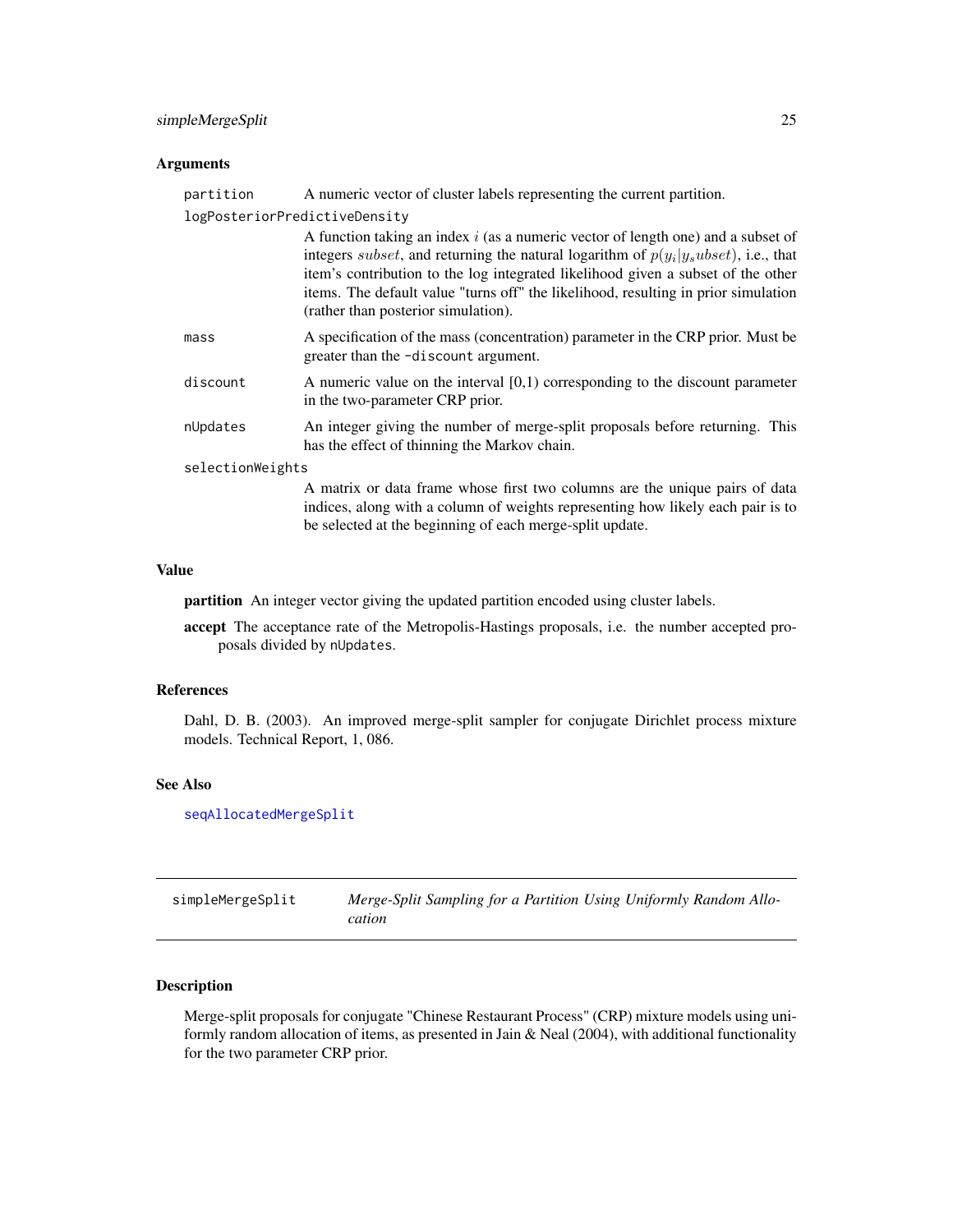## Arguments

| | |
|---|---|
| `partition` | A numeric vector of cluster labels representing the current partition. |
| `logPosteriorPredictiveDensity` | A function taking an index $i$ (as a numeric vector of length one) and a subset of integers $subset$, and returning the natural logarithm of $p(y_i|y_subset)$, i.e., that item's contribution to the log integrated likelihood given a subset of the other items. The default value "turns off" the likelihood, resulting in prior simulation (rather than posterior simulation). |
| `mass` | A specification of the mass (concentration) parameter in the CRP prior. Must be greater than the `-discount` argument. |
| `discount` | A numeric value on the interval [0,1) corresponding to the discount parameter in the two-parameter CRP prior. |
| `nUpdates` | An integer giving the number of merge-split proposals before returning. This has the effect of thinning the Markov chain. |
| `selectionWeights` | A matrix or data frame whose first two columns are the unique pairs of data indices, along with a column of weights representing how likely each pair is to be selected at the beginning of each merge-split update. |

## Value

**partition** An integer vector giving the updated partition encoded using cluster labels.

**accept** The acceptance rate of the Metropolis-Hastings proposals, i.e. the number accepted proposals divided by `nUpdates`.

## References

Dahl, D. B. (2003). An improved merge-split sampler for conjugate Dirichlet process mixture models. Technical Report, 1, 086.

## See Also

`seqAllocatedMergeSplit`

---

# simpleMergeSplit — *Merge-Split Sampling for a Partition Using Uniformly Random Allocation*

## Description

Merge-split proposals for conjugate "Chinese Restaurant Process" (CRP) mixture models using uniformly random allocation of items, as presented in Jain & Neal (2004), with additional functionality for the two parameter CRP prior.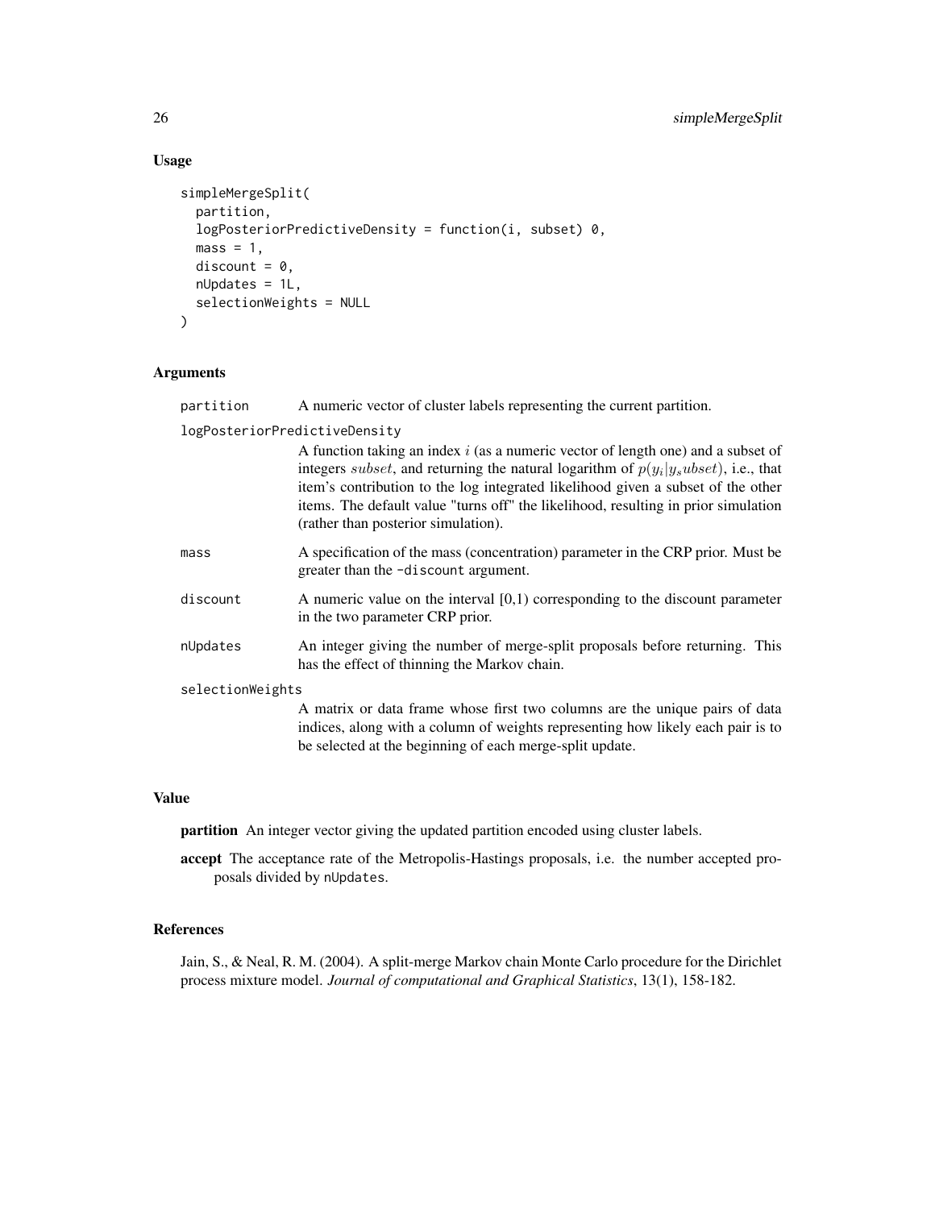## Usage

```
simpleMergeSplit(
  partition,
  logPosteriorPredictiveDensity = function(i, subset) 0,
  mass = 1,
  discount = 0,
  nUpdates = 1L,
  selectionWeights = NULL
)
```

## Arguments

`partition` A numeric vector of cluster labels representing the current partition.

`logPosteriorPredictiveDensity`
A function taking an index $i$ (as a numeric vector of length one) and a subset of integers $subset$, and returning the natural logarithm of $p(y_i|y_s ubset)$, i.e., that item's contribution to the log integrated likelihood given a subset of the other items. The default value "turns off" the likelihood, resulting in prior simulation (rather than posterior simulation).

`mass` A specification of the mass (concentration) parameter in the CRP prior. Must be greater than the `-discount` argument.

`discount` A numeric value on the interval [0,1) corresponding to the discount parameter in the two parameter CRP prior.

`nUpdates` An integer giving the number of merge-split proposals before returning. This has the effect of thinning the Markov chain.

`selectionWeights`
A matrix or data frame whose first two columns are the unique pairs of data indices, along with a column of weights representing how likely each pair is to be selected at the beginning of each merge-split update.

## Value

**partition** An integer vector giving the updated partition encoded using cluster labels.

**accept** The acceptance rate of the Metropolis-Hastings proposals, i.e. the number accepted proposals divided by `nUpdates`.

## References

Jain, S., & Neal, R. M. (2004). A split-merge Markov chain Monte Carlo procedure for the Dirichlet process mixture model. *Journal of computational and Graphical Statistics*, 13(1), 158-182.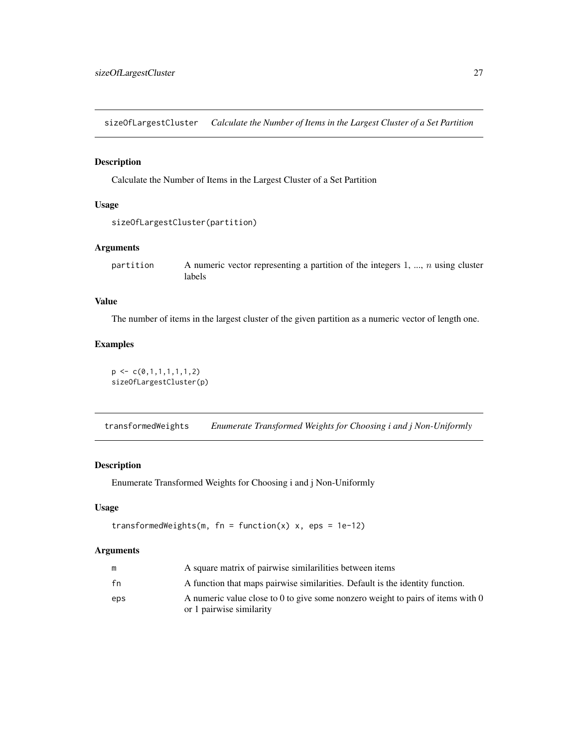## sizeOfLargestCluster *Calculate the Number of Items in the Largest Cluster of a Set Partition*

### Description

Calculate the Number of Items in the Largest Cluster of a Set Partition

### Usage

```
sizeOfLargestCluster(partition)
```

### Arguments

| | |
|---|---|
| partition | A numeric vector representing a partition of the integers 1, ..., $n$ using cluster labels |

### Value

The number of items in the largest cluster of the given partition as a numeric vector of length one.

### Examples

```
p <- c(0,1,1,1,1,1,2)
sizeOfLargestCluster(p)
```

## transformedWeights *Enumerate Transformed Weights for Choosing i and j Non-Uniformly*

### Description

Enumerate Transformed Weights for Choosing i and j Non-Uniformly

### Usage

```
transformedWeights(m, fn = function(x) x, eps = 1e-12)
```

### Arguments

| | |
|---|---|
| m | A square matrix of pairwise similarilities between items |
| fn | A function that maps pairwise similarities. Default is the identity function. |
| eps | A numeric value close to 0 to give some nonzero weight to pairs of items with 0 or 1 pairwise similarity |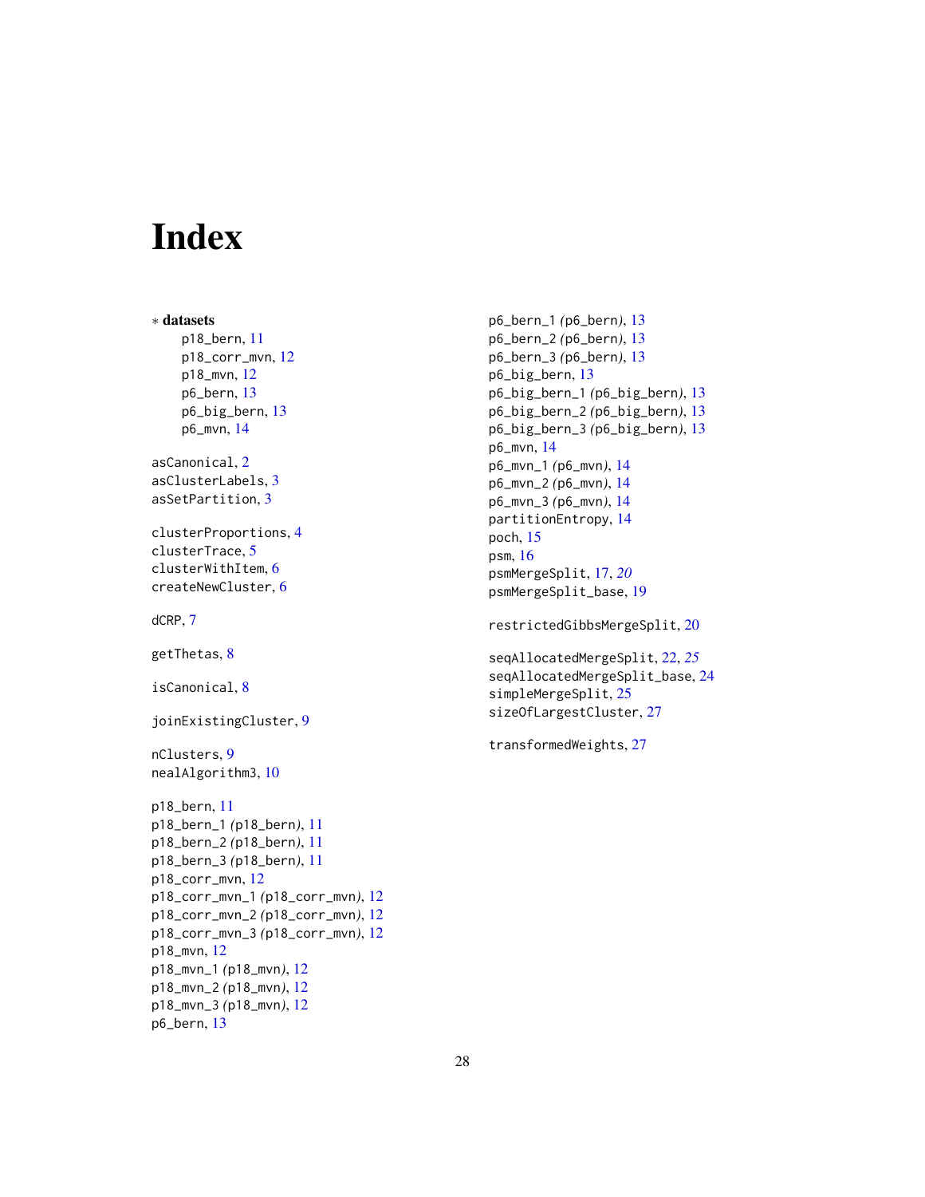# Index

∗ **datasets**

- p18_bern, 11
- p18_corr_mvn, 12
- p18_mvn, 12
- p6_bern, 13
- p6_big_bern, 13
- p6_mvn, 14

asCanonical, 2
asClusterLabels, 3
asSetPartition, 3

clusterProportions, 4
clusterTrace, 5
clusterWithItem, 6
createNewCluster, 6

dCRP, 7

getThetas, 8

isCanonical, 8

joinExistingCluster, 9

nClusters, 9
nealAlgorithm3, 10

p18_bern, 11
p18_bern_1 *(p18_bern)*, 11
p18_bern_2 *(p18_bern)*, 11
p18_bern_3 *(p18_bern)*, 11
p18_corr_mvn, 12
p18_corr_mvn_1 *(p18_corr_mvn)*, 12
p18_corr_mvn_2 *(p18_corr_mvn)*, 12
p18_corr_mvn_3 *(p18_corr_mvn)*, 12
p18_mvn, 12
p18_mvn_1 *(p18_mvn)*, 12
p18_mvn_2 *(p18_mvn)*, 12
p18_mvn_3 *(p18_mvn)*, 12
p6_bern, 13
p6_bern_1 *(p6_bern)*, 13
p6_bern_2 *(p6_bern)*, 13
p6_bern_3 *(p6_bern)*, 13
p6_big_bern, 13
p6_big_bern_1 *(p6_big_bern)*, 13
p6_big_bern_2 *(p6_big_bern)*, 13
p6_big_bern_3 *(p6_big_bern)*, 13
p6_mvn, 14
p6_mvn_1 *(p6_mvn)*, 14
p6_mvn_2 *(p6_mvn)*, 14
p6_mvn_3 *(p6_mvn)*, 14
partitionEntropy, 14
poch, 15
psm, 16
psmMergeSplit, 17, *20*
psmMergeSplit_base, 19

restrictedGibbsMergeSplit, 20

seqAllocatedMergeSplit, 22, *25*
seqAllocatedMergeSplit_base, 24
simpleMergeSplit, 25
sizeOfLargestCluster, 27

transformedWeights, 27